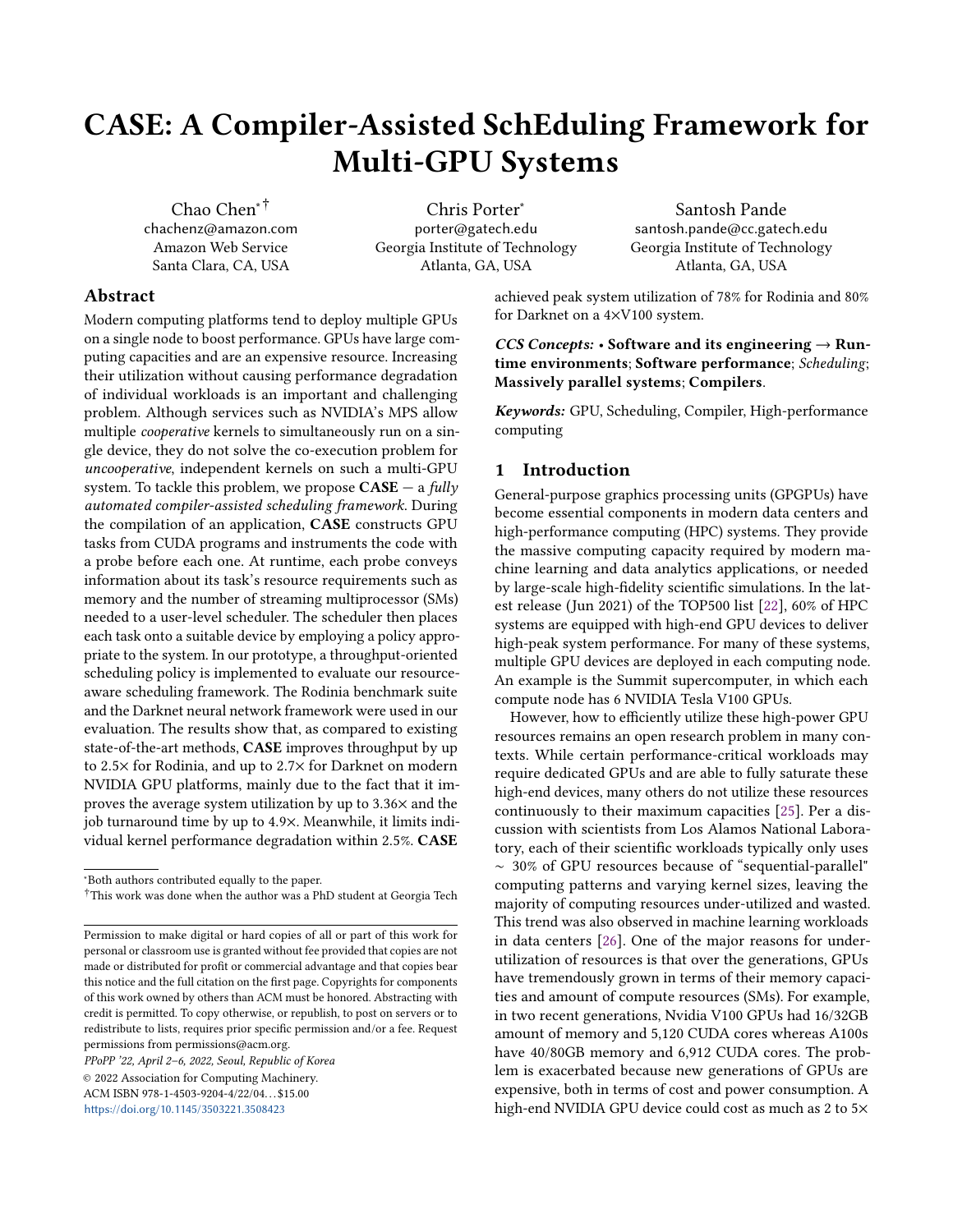# CASE: A Compiler-Assisted SchEduling Framework for Multi-GPU Systems

Chao Chen[*] [†]
chachenz@amazon.com
Amazon Web Service
Santa Clara, CA, USA

Chris Porter[*]
porter@gatech.edu
Georgia Institute of Technology
Atlanta, GA, USA

Santosh Pande
santosh.pande@cc.gatech.edu
Georgia Institute of Technology
Atlanta, GA, USA

## Abstract

Modern computing platforms tend to deploy multiple GPUs on a single node to boost performance. GPUs have large computing capacities and are an expensive resource. Increasing their utilization without causing performance degradation of individual workloads is an important and challenging problem. Although services such as NVIDIA's MPS allow multiple *cooperative* kernels to simultaneously run on a single device, they do not solve the co-execution problem for *uncooperative*, independent kernels on such a multi-GPU system. To tackle this problem, we propose **CASE** — a *fully automated compiler-assisted scheduling framework*. During the compilation of an application, **CASE** constructs GPU tasks from CUDA programs and instruments the code with a probe before each one. At runtime, each probe conveys information about its task's resource requirements such as memory and the number of streaming multiprocessor (SMs) needed to a user-level scheduler. The scheduler then places each task onto a suitable device by employing a policy appropriate to the system. In our prototype, a throughput-oriented scheduling policy is implemented to evaluate our resource-aware scheduling framework. The Rodinia benchmark suite and the Darknet neural network framework were used in our evaluation. The results show that, as compared to existing state-of-the-art methods, **CASE** improves throughput by up to 2.5× for Rodinia, and up to 2.7× for Darknet on modern NVIDIA GPU platforms, mainly due to the fact that it improves the average system utilization by up to 3.36× and the job turnaround time by up to 4.9×. Meanwhile, it limits individual kernel performance degradation within 2.5%. **CASE** achieved peak system utilization of 78% for Rodinia and 80% for Darknet on a 4×V100 system.

***CCS Concepts:*** • **Software and its engineering → Runtime environments**; **Software performance**; *Scheduling*; **Massively parallel systems**; **Compilers**.

***Keywords:*** GPU, Scheduling, Compiler, High-performance computing

[*] Both authors contributed equally to the paper.

[†] This work was done when the author was a PhD student at Georgia Tech

Permission to make digital or hard copies of all or part of this work for personal or classroom use is granted without fee provided that copies are not made or distributed for profit or commercial advantage and that copies bear this notice and the full citation on the first page. Copyrights for components of this work owned by others than ACM must be honored. Abstracting with credit is permitted. To copy otherwise, or republish, to post on servers or to redistribute to lists, requires prior specific permission and/or a fee. Request permissions from permissions@acm.org.

*PPoPP '22, April 2–6, 2022, Seoul, Republic of Korea*
© 2022 Association for Computing Machinery.
ACM ISBN 978-1-4503-9204-4/22/04…$15.00
https://doi.org/10.1145/3503221.3508423

## 1 Introduction

General-purpose graphics processing units (GPGPUs) have become essential components in modern data centers and high-performance computing (HPC) systems. They provide the massive computing capacity required by modern machine learning and data analytics applications, or needed by large-scale high-fidelity scientific simulations. In the latest release (Jun 2021) of the TOP500 list [22], 60% of HPC systems are equipped with high-end GPU devices to deliver high-peak system performance. For many of these systems, multiple GPU devices are deployed in each computing node. An example is the Summit supercomputer, in which each compute node has 6 NVIDIA Tesla V100 GPUs.

However, how to efficiently utilize these high-power GPU resources remains an open research problem in many contexts. While certain performance-critical workloads may require dedicated GPUs and are able to fully saturate these high-end devices, many others do not utilize these resources continuously to their maximum capacities [25]. Per a discussion with scientists from Los Alamos National Laboratory, each of their scientific workloads typically only uses ∼ 30% of GPU resources because of "sequential-parallel" computing patterns and varying kernel sizes, leaving the majority of computing resources under-utilized and wasted. This trend was also observed in machine learning workloads in data centers [26]. One of the major reasons for under-utilization of resources is that over the generations, GPUs have tremendously grown in terms of their memory capacities and amount of compute resources (SMs). For example, in two recent generations, Nvidia V100 GPUs had 16/32GB amount of memory and 5,120 CUDA cores whereas A100s have 40/80GB memory and 6,912 CUDA cores. The problem is exacerbated because new generations of GPUs are expensive, both in terms of cost and power consumption. A high-end NVIDIA GPU device could cost as much as 2 to 5×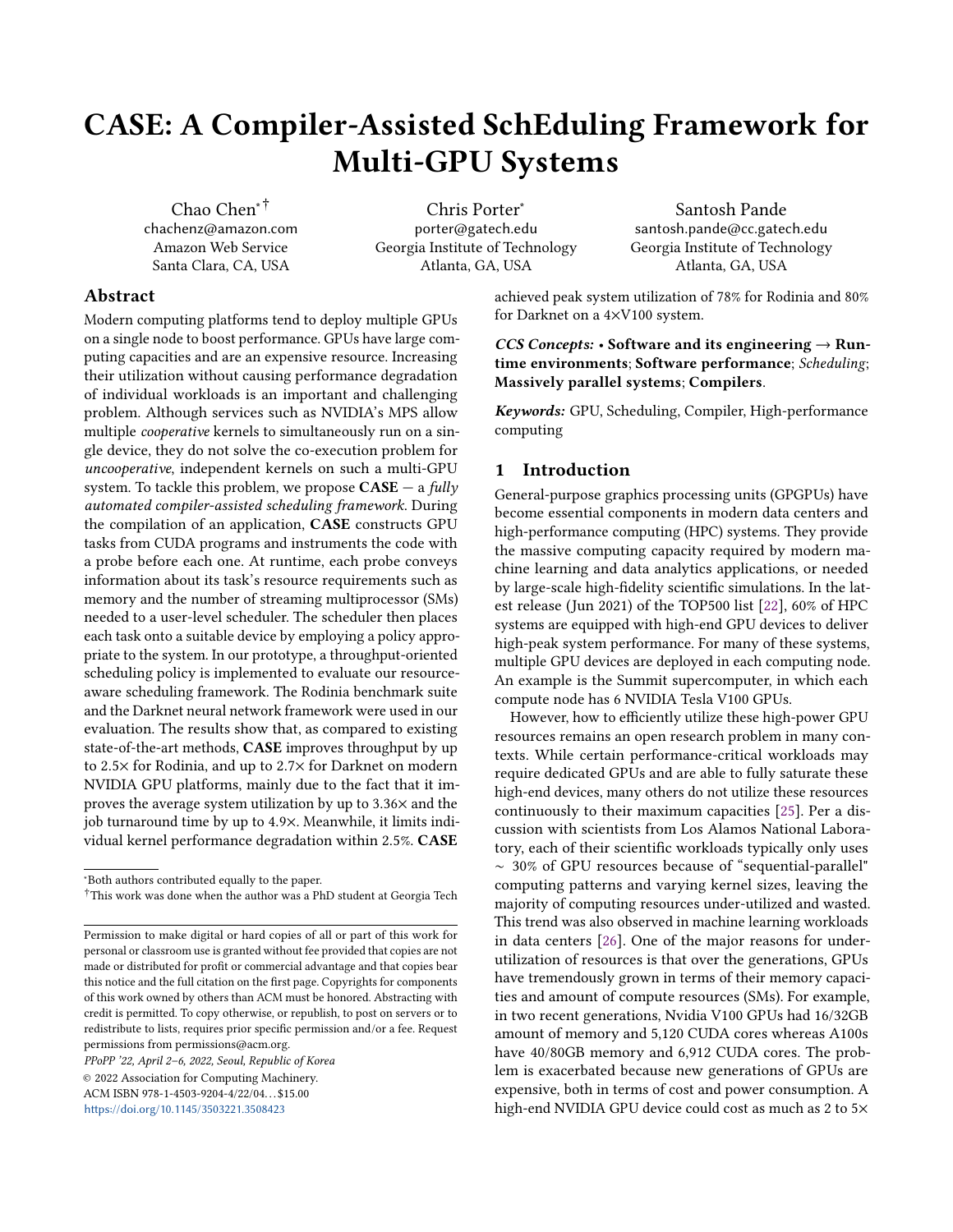# CASE: A Compiler-Assisted SchEduling Framework for Multi-GPU Systems

Chao Chen[*][†]
chachenz@amazon.com
Amazon Web Service
Santa Clara, CA, USA

Chris Porter[*]
porter@gatech.edu
Georgia Institute of Technology
Atlanta, GA, USA

Santosh Pande
santosh.pande@cc.gatech.edu
Georgia Institute of Technology
Atlanta, GA, USA

## Abstract

Modern computing platforms tend to deploy multiple GPUs on a single node to boost performance. GPUs have large computing capacities and are an expensive resource. Increasing their utilization without causing performance degradation of individual workloads is an important and challenging problem. Although services such as NVIDIA's MPS allow multiple *cooperative* kernels to simultaneously run on a single device, they do not solve the co-execution problem for *uncooperative*, independent kernels on such a multi-GPU system. To tackle this problem, we propose **CASE** — a *fully automated compiler-assisted scheduling framework*. During the compilation of an application, **CASE** constructs GPU tasks from CUDA programs and instruments the code with a probe before each one. At runtime, each probe conveys information about its task's resource requirements such as memory and the number of streaming multiprocessor (SMs) needed to a user-level scheduler. The scheduler then places each task onto a suitable device by employing a policy appropriate to the system. In our prototype, a throughput-oriented scheduling policy is implemented to evaluate our resource-aware scheduling framework. The Rodinia benchmark suite and the Darknet neural network framework were used in our evaluation. The results show that, as compared to existing state-of-the-art methods, **CASE** improves throughput by up to 2.5× for Rodinia, and up to 2.7× for Darknet on modern NVIDIA GPU platforms, mainly due to the fact that it improves the average system utilization by up to 3.36× and the job turnaround time by up to 4.9×. Meanwhile, it limits individual kernel performance degradation within 2.5%. **CASE** achieved peak system utilization of 78% for Rodinia and 80% for Darknet on a 4×V100 system.

***CCS Concepts:*** • **Software and its engineering → Runtime environments**; **Software performance**; *Scheduling*; **Massively parallel systems**; **Compilers**.

***Keywords:*** GPU, Scheduling, Compiler, High-performance computing

## 1 Introduction

General-purpose graphics processing units (GPGPUs) have become essential components in modern data centers and high-performance computing (HPC) systems. They provide the massive computing capacity required by modern machine learning and data analytics applications, or needed by large-scale high-fidelity scientific simulations. In the latest release (Jun 2021) of the TOP500 list [22], 60% of HPC systems are equipped with high-end GPU devices to deliver high-peak system performance. For many of these systems, multiple GPU devices are deployed in each computing node. An example is the Summit supercomputer, in which each compute node has 6 NVIDIA Tesla V100 GPUs.

However, how to efficiently utilize these high-power GPU resources remains an open research problem in many contexts. While certain performance-critical workloads may require dedicated GPUs and are able to fully saturate these high-end devices, many others do not utilize these resources continuously to their maximum capacities [25]. Per a discussion with scientists from Los Alamos National Laboratory, each of their scientific workloads typically only uses ∼ 30% of GPU resources because of "sequential-parallel" computing patterns and varying kernel sizes, leaving the majority of computing resources under-utilized and wasted. This trend was also observed in machine learning workloads in data centers [26]. One of the major reasons for under-utilization of resources is that over the generations, GPUs have tremendously grown in terms of their memory capacities and amount of compute resources (SMs). For example, in two recent generations, Nvidia V100 GPUs had 16/32GB amount of memory and 5,120 CUDA cores whereas A100s have 40/80GB memory and 6,912 CUDA cores. The problem is exacerbated because new generations of GPUs are expensive, both in terms of cost and power consumption. A high-end NVIDIA GPU device could cost as much as 2 to 5×

---

[*]Both authors contributed equally to the paper.

[†]This work was done when the author was a PhD student at Georgia Tech

Permission to make digital or hard copies of all or part of this work for personal or classroom use is granted without fee provided that copies are not made or distributed for profit or commercial advantage and that copies bear this notice and the full citation on the first page. Copyrights for components of this work owned by others than ACM must be honored. Abstracting with credit is permitted. To copy otherwise, or republish, to post on servers or to redistribute to lists, requires prior specific permission and/or a fee. Request permissions from permissions@acm.org.

*PPoPP '22, April 2–6, 2022, Seoul, Republic of Korea*
© 2022 Association for Computing Machinery.
ACM ISBN 978-1-4503-9204-4/22/04…$15.00
https://doi.org/10.1145/3503221.3508423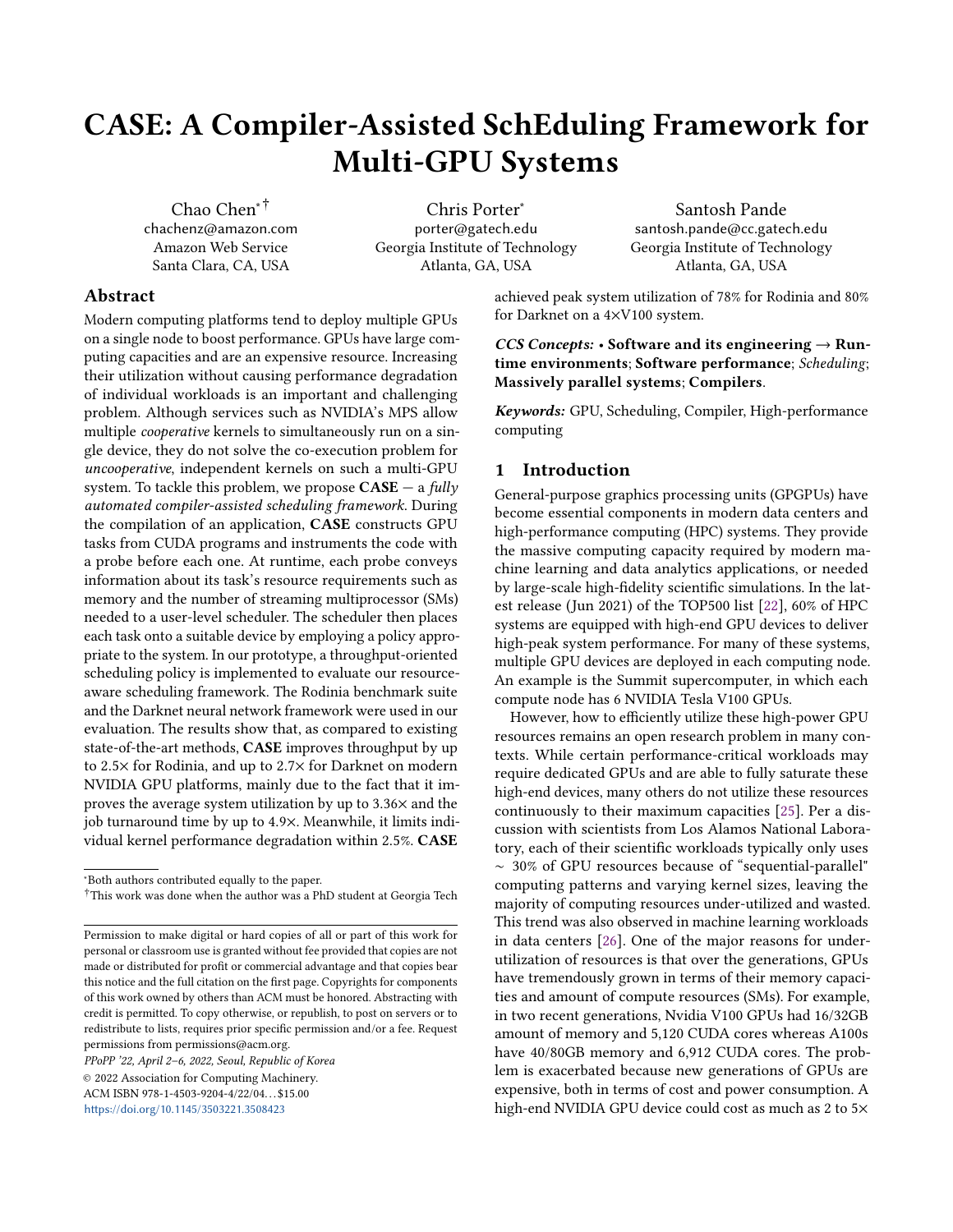# CASE: A Compiler-Assisted SchEduling Framework for Multi-GPU Systems

Chao Chen[*,†]
chachenz@amazon.com
Amazon Web Service
Santa Clara, CA, USA

Chris Porter[*]
porter@gatech.edu
Georgia Institute of Technology
Atlanta, GA, USA

Santosh Pande
santosh.pande@cc.gatech.edu
Georgia Institute of Technology
Atlanta, GA, USA

## Abstract

Modern computing platforms tend to deploy multiple GPUs on a single node to boost performance. GPUs have large computing capacities and are an expensive resource. Increasing their utilization without causing performance degradation of individual workloads is an important and challenging problem. Although services such as NVIDIA's MPS allow multiple *cooperative* kernels to simultaneously run on a single device, they do not solve the co-execution problem for *uncooperative*, independent kernels on such a multi-GPU system. To tackle this problem, we propose **CASE** — a *fully automated compiler-assisted scheduling framework*. During the compilation of an application, **CASE** constructs GPU tasks from CUDA programs and instruments the code with a probe before each one. At runtime, each probe conveys information about its task's resource requirements such as memory and the number of streaming multiprocessor (SMs) needed to a user-level scheduler. The scheduler then places each task onto a suitable device by employing a policy appropriate to the system. In our prototype, a throughput-oriented scheduling policy is implemented to evaluate our resource-aware scheduling framework. The Rodinia benchmark suite and the Darknet neural network framework were used in our evaluation. The results show that, as compared to existing state-of-the-art methods, **CASE** improves throughput by up to 2.5× for Rodinia, and up to 2.7× for Darknet on modern NVIDIA GPU platforms, mainly due to the fact that it improves the average system utilization by up to 3.36× and the job turnaround time by up to 4.9×. Meanwhile, it limits individual kernel performance degradation within 2.5%. **CASE** achieved peak system utilization of 78% for Rodinia and 80% for Darknet on a 4×V100 system.

*CCS Concepts:* • **Software and its engineering → Runtime environments**; **Software performance**; *Scheduling*; **Massively parallel systems**; **Compilers**.

*Keywords:* GPU, Scheduling, Compiler, High-performance computing

## 1 Introduction

General-purpose graphics processing units (GPGPUs) have become essential components in modern data centers and high-performance computing (HPC) systems. They provide the massive computing capacity required by modern machine learning and data analytics applications, or needed by large-scale high-fidelity scientific simulations. In the latest release (Jun 2021) of the TOP500 list [22], 60% of HPC systems are equipped with high-end GPU devices to deliver high-peak system performance. For many of these systems, multiple GPU devices are deployed in each computing node. An example is the Summit supercomputer, in which each compute node has 6 NVIDIA Tesla V100 GPUs.

However, how to efficiently utilize these high-power GPU resources remains an open research problem in many contexts. While certain performance-critical workloads may require dedicated GPUs and are able to fully saturate these high-end devices, many others do not utilize these resources continuously to their maximum capacities [25]. Per a discussion with scientists from Los Alamos National Laboratory, each of their scientific workloads typically only uses ∼ 30% of GPU resources because of "sequential-parallel" computing patterns and varying kernel sizes, leaving the majority of computing resources under-utilized and wasted. This trend was also observed in machine learning workloads in data centers [26]. One of the major reasons for underutilization of resources is that over the generations, GPUs have tremendously grown in terms of their memory capacities and amount of compute resources (SMs). For example, in two recent generations, Nvidia V100 GPUs had 16/32GB amount of memory and 5,120 CUDA cores whereas A100s have 40/80GB memory and 6,912 CUDA cores. The problem is exacerbated because new generations of GPUs are expensive, both in terms of cost and power consumption. A high-end NVIDIA GPU device could cost as much as 2 to 5×

[*]Both authors contributed equally to the paper.

[†]This work was done when the author was a PhD student at Georgia Tech

Permission to make digital or hard copies of all or part of this work for personal or classroom use is granted without fee provided that copies are not made or distributed for profit or commercial advantage and that copies bear this notice and the full citation on the first page. Copyrights for components of this work owned by others than ACM must be honored. Abstracting with credit is permitted. To copy otherwise, or republish, to post on servers or to redistribute to lists, requires prior specific permission and/or a fee. Request permissions from permissions@acm.org.

*PPoPP '22, April 2–6, 2022, Seoul, Republic of Korea*
© 2022 Association for Computing Machinery.
ACM ISBN 978-1-4503-9204-4/22/04…$15.00
https://doi.org/10.1145/3503221.3508423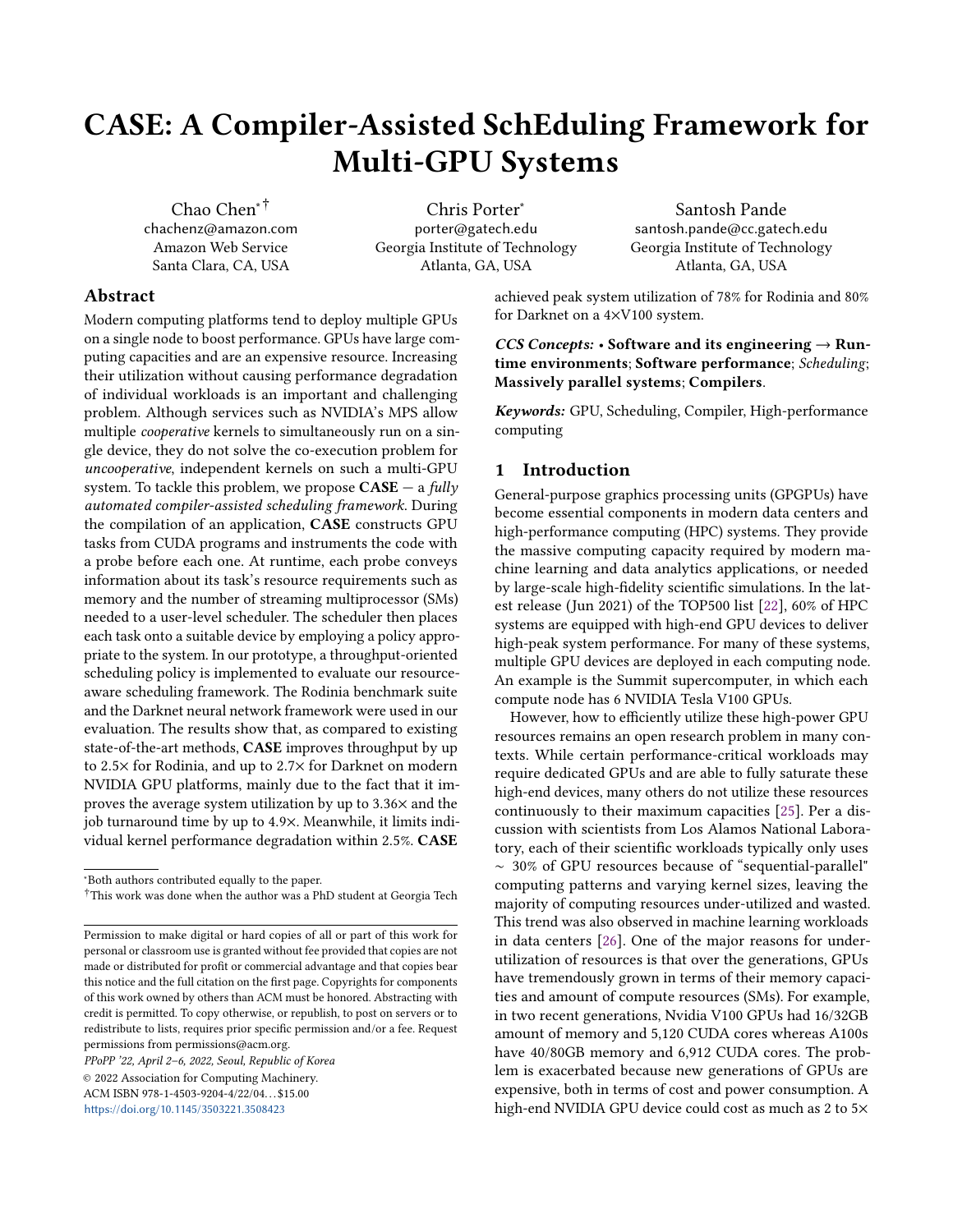# CASE: A Compiler-Assisted SchEduling Framework for Multi-GPU Systems

Chao Chen[*] [†]
chachenz@amazon.com
Amazon Web Service
Santa Clara, CA, USA

Chris Porter[*]
porter@gatech.edu
Georgia Institute of Technology
Atlanta, GA, USA

Santosh Pande
santosh.pande@cc.gatech.edu
Georgia Institute of Technology
Atlanta, GA, USA

## Abstract

Modern computing platforms tend to deploy multiple GPUs on a single node to boost performance. GPUs have large computing capacities and are an expensive resource. Increasing their utilization without causing performance degradation of individual workloads is an important and challenging problem. Although services such as NVIDIA's MPS allow multiple *cooperative* kernels to simultaneously run on a single device, they do not solve the co-execution problem for *uncooperative*, independent kernels on such a multi-GPU system. To tackle this problem, we propose **CASE** — a *fully automated compiler-assisted scheduling framework*. During the compilation of an application, **CASE** constructs GPU tasks from CUDA programs and instruments the code with a probe before each one. At runtime, each probe conveys information about its task's resource requirements such as memory and the number of streaming multiprocessor (SMs) needed to a user-level scheduler. The scheduler then places each task onto a suitable device by employing a policy appropriate to the system. In our prototype, a throughput-oriented scheduling policy is implemented to evaluate our resource-aware scheduling framework. The Rodinia benchmark suite and the Darknet neural network framework were used in our evaluation. The results show that, as compared to existing state-of-the-art methods, **CASE** improves throughput by up to 2.5× for Rodinia, and up to 2.7× for Darknet on modern NVIDIA GPU platforms, mainly due to the fact that it improves the average system utilization by up to 3.36× and the job turnaround time by up to 4.9×. Meanwhile, it limits individual kernel performance degradation within 2.5%. **CASE** achieved peak system utilization of 78% for Rodinia and 80% for Darknet on a 4×V100 system.

***CCS Concepts:*** • **Software and its engineering** → **Runtime environments**; **Software performance**; *Scheduling*; **Massively parallel systems**; **Compilers**.

***Keywords:*** GPU, Scheduling, Compiler, High-performance computing

## 1 Introduction

General-purpose graphics processing units (GPGPUs) have become essential components in modern data centers and high-performance computing (HPC) systems. They provide the massive computing capacity required by modern machine learning and data analytics applications, or needed by large-scale high-fidelity scientific simulations. In the latest release (Jun 2021) of the TOP500 list [22], 60% of HPC systems are equipped with high-end GPU devices to deliver high-peak system performance. For many of these systems, multiple GPU devices are deployed in each computing node. An example is the Summit supercomputer, in which each compute node has 6 NVIDIA Tesla V100 GPUs.

However, how to efficiently utilize these high-power GPU resources remains an open research problem in many contexts. While certain performance-critical workloads may require dedicated GPUs and are able to fully saturate these high-end devices, many others do not utilize these resources continuously to their maximum capacities [25]. Per a discussion with scientists from Los Alamos National Laboratory, each of their scientific workloads typically only uses ∼ 30% of GPU resources because of "sequential-parallel" computing patterns and varying kernel sizes, leaving the majority of computing resources under-utilized and wasted. This trend was also observed in machine learning workloads in data centers [26]. One of the major reasons for under-utilization of resources is that over the generations, GPUs have tremendously grown in terms of their memory capacities and amount of compute resources (SMs). For example, in two recent generations, Nvidia V100 GPUs had 16/32GB amount of memory and 5,120 CUDA cores whereas A100s have 40/80GB memory and 6,912 CUDA cores. The problem is exacerbated because new generations of GPUs are expensive, both in terms of cost and power consumption. A high-end NVIDIA GPU device could cost as much as 2 to 5×

---

[*] Both authors contributed equally to the paper.

[†] This work was done when the author was a PhD student at Georgia Tech

Permission to make digital or hard copies of all or part of this work for personal or classroom use is granted without fee provided that copies are not made or distributed for profit or commercial advantage and that copies bear this notice and the full citation on the first page. Copyrights for components of this work owned by others than ACM must be honored. Abstracting with credit is permitted. To copy otherwise, or republish, to post on servers or to redistribute to lists, requires prior specific permission and/or a fee. Request permissions from permissions@acm.org.

*PPoPP '22, April 2–6, 2022, Seoul, Republic of Korea*
© 2022 Association for Computing Machinery.
ACM ISBN 978-1-4503-9204-4/22/04…$15.00
https://doi.org/10.1145/3503221.3508423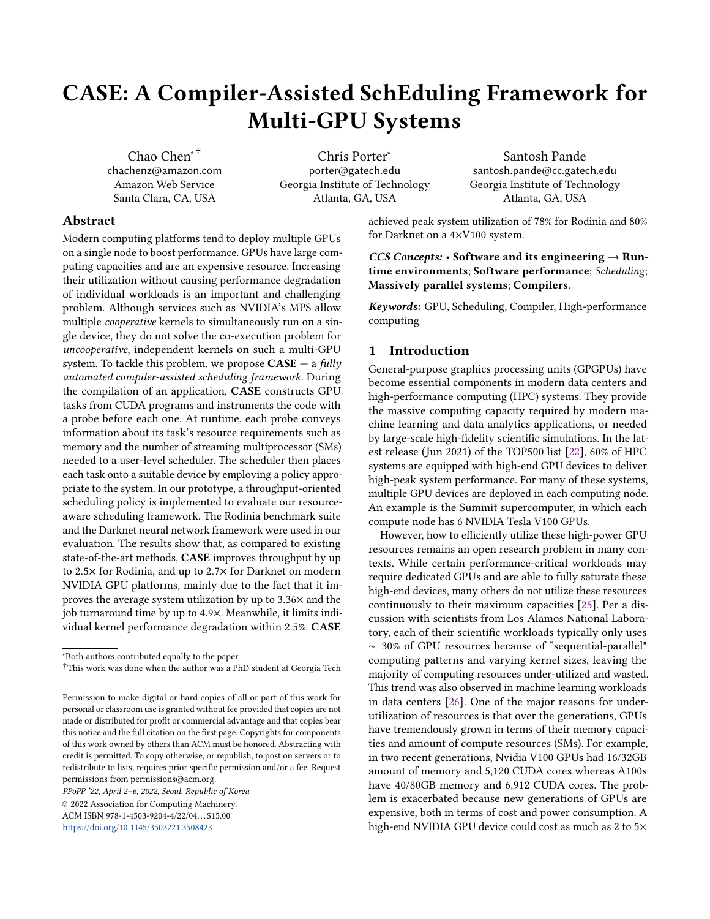# CASE: A Compiler-Assisted SchEduling Framework for Multi-GPU Systems

Chao Chen[*] [†]
chachenz@amazon.com
Amazon Web Service
Santa Clara, CA, USA

Chris Porter[*]
porter@gatech.edu
Georgia Institute of Technology
Atlanta, GA, USA

Santosh Pande
santosh.pande@cc.gatech.edu
Georgia Institute of Technology
Atlanta, GA, USA

## Abstract

Modern computing platforms tend to deploy multiple GPUs on a single node to boost performance. GPUs have large computing capacities and are an expensive resource. Increasing their utilization without causing performance degradation of individual workloads is an important and challenging problem. Although services such as NVIDIA's MPS allow multiple *cooperative* kernels to simultaneously run on a single device, they do not solve the co-execution problem for *uncooperative*, independent kernels on such a multi-GPU system. To tackle this problem, we propose **CASE** — a *fully automated compiler-assisted scheduling framework*. During the compilation of an application, **CASE** constructs GPU tasks from CUDA programs and instruments the code with a probe before each one. At runtime, each probe conveys information about its task's resource requirements such as memory and the number of streaming multiprocessor (SMs) needed to a user-level scheduler. The scheduler then places each task onto a suitable device by employing a policy appropriate to the system. In our prototype, a throughput-oriented scheduling policy is implemented to evaluate our resource-aware scheduling framework. The Rodinia benchmark suite and the Darknet neural network framework were used in our evaluation. The results show that, as compared to existing state-of-the-art methods, **CASE** improves throughput by up to 2.5× for Rodinia, and up to 2.7× for Darknet on modern NVIDIA GPU platforms, mainly due to the fact that it improves the average system utilization by up to 3.36× and the job turnaround time by up to 4.9×. Meanwhile, it limits individual kernel performance degradation within 2.5%. **CASE** achieved peak system utilization of 78% for Rodinia and 80% for Darknet on a 4×V100 system.

***CCS Concepts:*** • **Software and its engineering** → **Runtime environments**; **Software performance**; *Scheduling*; **Massively parallel systems**; **Compilers**.

***Keywords:*** GPU, Scheduling, Compiler, High-performance computing

## 1 Introduction

General-purpose graphics processing units (GPGPUs) have become essential components in modern data centers and high-performance computing (HPC) systems. They provide the massive computing capacity required by modern machine learning and data analytics applications, or needed by large-scale high-fidelity scientific simulations. In the latest release (Jun 2021) of the TOP500 list [22], 60% of HPC systems are equipped with high-end GPU devices to deliver high-peak system performance. For many of these systems, multiple GPU devices are deployed in each computing node. An example is the Summit supercomputer, in which each compute node has 6 NVIDIA Tesla V100 GPUs.

However, how to efficiently utilize these high-power GPU resources remains an open research problem in many contexts. While certain performance-critical workloads may require dedicated GPUs and are able to fully saturate these high-end devices, many others do not utilize these resources continuously to their maximum capacities [25]. Per a discussion with scientists from Los Alamos National Laboratory, each of their scientific workloads typically only uses ∼ 30% of GPU resources because of "sequential-parallel" computing patterns and varying kernel sizes, leaving the majority of computing resources under-utilized and wasted. This trend was also observed in machine learning workloads in data centers [26]. One of the major reasons for under-utilization of resources is that over the generations, GPUs have tremendously grown in terms of their memory capacities and amount of compute resources (SMs). For example, in two recent generations, Nvidia V100 GPUs had 16/32GB amount of memory and 5,120 CUDA cores whereas A100s have 40/80GB memory and 6,912 CUDA cores. The problem is exacerbated because new generations of GPUs are expensive, both in terms of cost and power consumption. A high-end NVIDIA GPU device could cost as much as 2 to 5×

---

[*] Both authors contributed equally to the paper.
[†] This work was done when the author was a PhD student at Georgia Tech

Permission to make digital or hard copies of all or part of this work for personal or classroom use is granted without fee provided that copies are not made or distributed for profit or commercial advantage and that copies bear this notice and the full citation on the first page. Copyrights for components of this work owned by others than ACM must be honored. Abstracting with credit is permitted. To copy otherwise, or republish, to post on servers or to redistribute to lists, requires prior specific permission and/or a fee. Request permissions from permissions@acm.org.

*PPoPP '22, April 2–6, 2022, Seoul, Republic of Korea*
© 2022 Association for Computing Machinery.
ACM ISBN 978-1-4503-9204-4/22/04…$15.00
https://doi.org/10.1145/3503221.3508423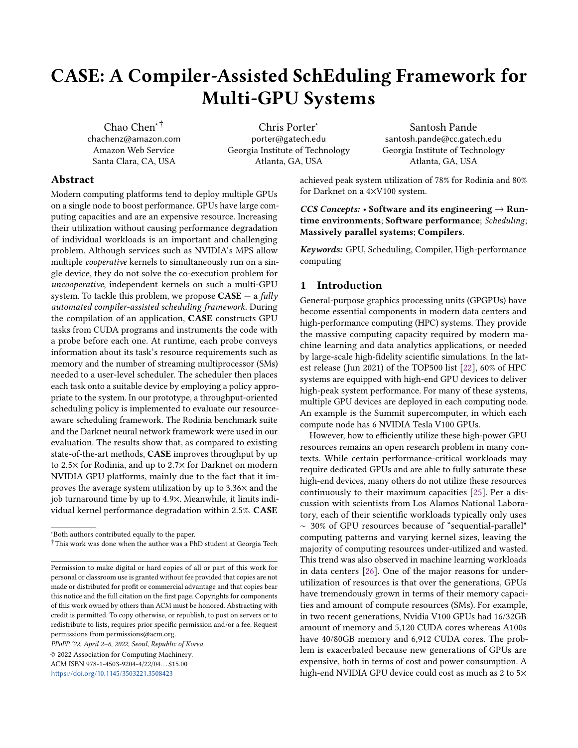# CASE: A Compiler-Assisted SchEduling Framework for Multi-GPU Systems

Chao Chen[*] [†]
chachenz@amazon.com
Amazon Web Service
Santa Clara, CA, USA

Chris Porter[*]
porter@gatech.edu
Georgia Institute of Technology
Atlanta, GA, USA

Santosh Pande
santosh.pande@cc.gatech.edu
Georgia Institute of Technology
Atlanta, GA, USA

## Abstract

Modern computing platforms tend to deploy multiple GPUs on a single node to boost performance. GPUs have large computing capacities and are an expensive resource. Increasing their utilization without causing performance degradation of individual workloads is an important and challenging problem. Although services such as NVIDIA's MPS allow multiple *cooperative* kernels to simultaneously run on a single device, they do not solve the co-execution problem for *uncooperative*, independent kernels on such a multi-GPU system. To tackle this problem, we propose **CASE** — a *fully automated compiler-assisted scheduling framework*. During the compilation of an application, **CASE** constructs GPU tasks from CUDA programs and instruments the code with a probe before each one. At runtime, each probe conveys information about its task's resource requirements such as memory and the number of streaming multiprocessor (SMs) needed to a user-level scheduler. The scheduler then places each task onto a suitable device by employing a policy appropriate to the system. In our prototype, a throughput-oriented scheduling policy is implemented to evaluate our resource-aware scheduling framework. The Rodinia benchmark suite and the Darknet neural network framework were used in our evaluation. The results show that, as compared to existing state-of-the-art methods, **CASE** improves throughput by up to 2.5× for Rodinia, and up to 2.7× for Darknet on modern NVIDIA GPU platforms, mainly due to the fact that it improves the average system utilization by up to 3.36× and the job turnaround time by up to 4.9×. Meanwhile, it limits individual kernel performance degradation within 2.5%. **CASE** achieved peak system utilization of 78% for Rodinia and 80% for Darknet on a 4×V100 system.

***CCS Concepts:*** • **Software and its engineering → Runtime environments**; **Software performance**; *Scheduling*; **Massively parallel systems**; **Compilers**.

***Keywords:*** GPU, Scheduling, Compiler, High-performance computing

## 1 Introduction

General-purpose graphics processing units (GPGPUs) have become essential components in modern data centers and high-performance computing (HPC) systems. They provide the massive computing capacity required by modern machine learning and data analytics applications, or needed by large-scale high-fidelity scientific simulations. In the latest release (Jun 2021) of the TOP500 list [22], 60% of HPC systems are equipped with high-end GPU devices to deliver high-peak system performance. For many of these systems, multiple GPU devices are deployed in each computing node. An example is the Summit supercomputer, in which each compute node has 6 NVIDIA Tesla V100 GPUs.

However, how to efficiently utilize these high-power GPU resources remains an open research problem in many contexts. While certain performance-critical workloads may require dedicated GPUs and are able to fully saturate these high-end devices, many others do not utilize these resources continuously to their maximum capacities [25]. Per a discussion with scientists from Los Alamos National Laboratory, each of their scientific workloads typically only uses ∼ 30% of GPU resources because of "sequential-parallel" computing patterns and varying kernel sizes, leaving the majority of computing resources under-utilized and wasted. This trend was also observed in machine learning workloads in data centers [26]. One of the major reasons for under-utilization of resources is that over the generations, GPUs have tremendously grown in terms of their memory capacities and amount of compute resources (SMs). For example, in two recent generations, Nvidia V100 GPUs had 16/32GB amount of memory and 5,120 CUDA cores whereas A100s have 40/80GB memory and 6,912 CUDA cores. The problem is exacerbated because new generations of GPUs are expensive, both in terms of cost and power consumption. A high-end NVIDIA GPU device could cost as much as 2 to 5×

---

[*] Both authors contributed equally to the paper.

[†] This work was done when the author was a PhD student at Georgia Tech

Permission to make digital or hard copies of all or part of this work for personal or classroom use is granted without fee provided that copies are not made or distributed for profit or commercial advantage and that copies bear this notice and the full citation on the first page. Copyrights for components of this work owned by others than ACM must be honored. Abstracting with credit is permitted. To copy otherwise, or republish, to post on servers or to redistribute to lists, requires prior specific permission and/or a fee. Request permissions from permissions@acm.org.

*PPoPP '22, April 2–6, 2022, Seoul, Republic of Korea*
© 2022 Association for Computing Machinery.
ACM ISBN 978-1-4503-9204-4/22/04…$15.00
https://doi.org/10.1145/3503221.3508423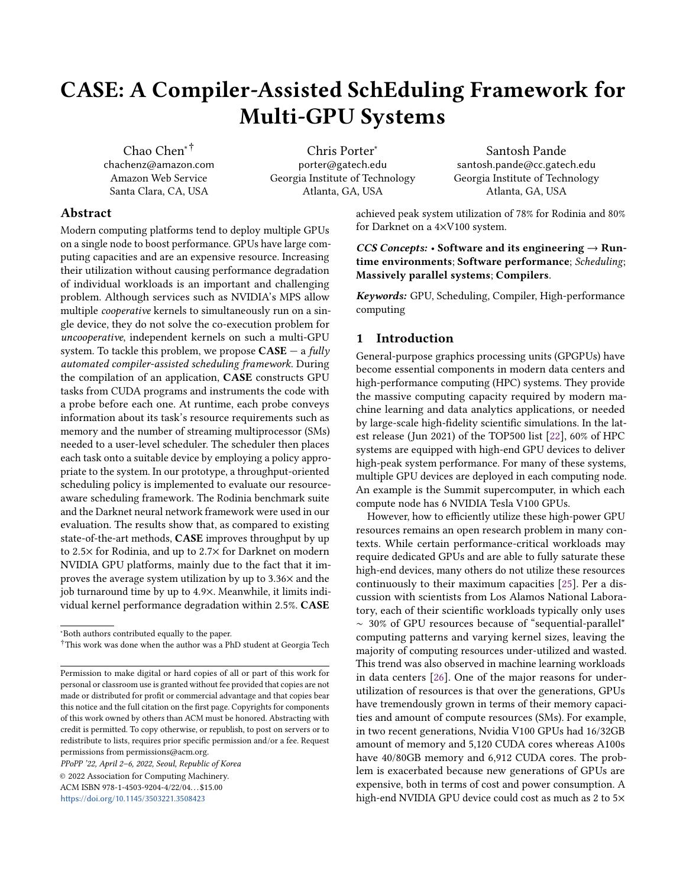# CASE: A Compiler-Assisted SchEduling Framework for Multi-GPU Systems

Chao Chen[*][†]
chachenz@amazon.com
Amazon Web Service
Santa Clara, CA, USA

Chris Porter[*]
porter@gatech.edu
Georgia Institute of Technology
Atlanta, GA, USA

Santosh Pande
santosh.pande@cc.gatech.edu
Georgia Institute of Technology
Atlanta, GA, USA

## Abstract

Modern computing platforms tend to deploy multiple GPUs on a single node to boost performance. GPUs have large computing capacities and are an expensive resource. Increasing their utilization without causing performance degradation of individual workloads is an important and challenging problem. Although services such as NVIDIA's MPS allow multiple *cooperative* kernels to simultaneously run on a single device, they do not solve the co-execution problem for *uncooperative*, independent kernels on such a multi-GPU system. To tackle this problem, we propose **CASE** — a *fully automated compiler-assisted scheduling framework*. During the compilation of an application, **CASE** constructs GPU tasks from CUDA programs and instruments the code with a probe before each one. At runtime, each probe conveys information about its task's resource requirements such as memory and the number of streaming multiprocessor (SMs) needed to a user-level scheduler. The scheduler then places each task onto a suitable device by employing a policy appropriate to the system. In our prototype, a throughput-oriented scheduling policy is implemented to evaluate our resource-aware scheduling framework. The Rodinia benchmark suite and the Darknet neural network framework were used in our evaluation. The results show that, as compared to existing state-of-the-art methods, **CASE** improves throughput by up to 2.5× for Rodinia, and up to 2.7× for Darknet on modern NVIDIA GPU platforms, mainly due to the fact that it improves the average system utilization by up to 3.36× and the job turnaround time by up to 4.9×. Meanwhile, it limits individual kernel performance degradation within 2.5%. **CASE** achieved peak system utilization of 78% for Rodinia and 80% for Darknet on a 4×V100 system.

***CCS Concepts:*** • **Software and its engineering** → **Runtime environments**; **Software performance**; *Scheduling*; **Massively parallel systems**; **Compilers**.

***Keywords:*** GPU, Scheduling, Compiler, High-performance computing

## 1 Introduction

General-purpose graphics processing units (GPGPUs) have become essential components in modern data centers and high-performance computing (HPC) systems. They provide the massive computing capacity required by modern machine learning and data analytics applications, or needed by large-scale high-fidelity scientific simulations. In the latest release (Jun 2021) of the TOP500 list [22], 60% of HPC systems are equipped with high-end GPU devices to deliver high-peak system performance. For many of these systems, multiple GPU devices are deployed in each computing node. An example is the Summit supercomputer, in which each compute node has 6 NVIDIA Tesla V100 GPUs.

However, how to efficiently utilize these high-power GPU resources remains an open research problem in many contexts. While certain performance-critical workloads may require dedicated GPUs and are able to fully saturate these high-end devices, many others do not utilize these resources continuously to their maximum capacities [25]. Per a discussion with scientists from Los Alamos National Laboratory, each of their scientific workloads typically only uses ∼ 30% of GPU resources because of "sequential-parallel" computing patterns and varying kernel sizes, leaving the majority of computing resources under-utilized and wasted. This trend was also observed in machine learning workloads in data centers [26]. One of the major reasons for under-utilization of resources is that over the generations, GPUs have tremendously grown in terms of their memory capacities and amount of compute resources (SMs). For example, in two recent generations, Nvidia V100 GPUs had 16/32GB amount of memory and 5,120 CUDA cores whereas A100s have 40/80GB memory and 6,912 CUDA cores. The problem is exacerbated because new generations of GPUs are expensive, both in terms of cost and power consumption. A high-end NVIDIA GPU device could cost as much as 2 to 5×

[*] Both authors contributed equally to the paper.

[†] This work was done when the author was a PhD student at Georgia Tech

Permission to make digital or hard copies of all or part of this work for personal or classroom use is granted without fee provided that copies are not made or distributed for profit or commercial advantage and that copies bear this notice and the full citation on the first page. Copyrights for components of this work owned by others than ACM must be honored. Abstracting with credit is permitted. To copy otherwise, or republish, to post on servers or to redistribute to lists, requires prior specific permission and/or a fee. Request permissions from permissions@acm.org.

*PPoPP '22, April 2–6, 2022, Seoul, Republic of Korea*
© 2022 Association for Computing Machinery.
ACM ISBN 978-1-4503-9204-4/22/04…$15.00
https://doi.org/10.1145/3503221.3508423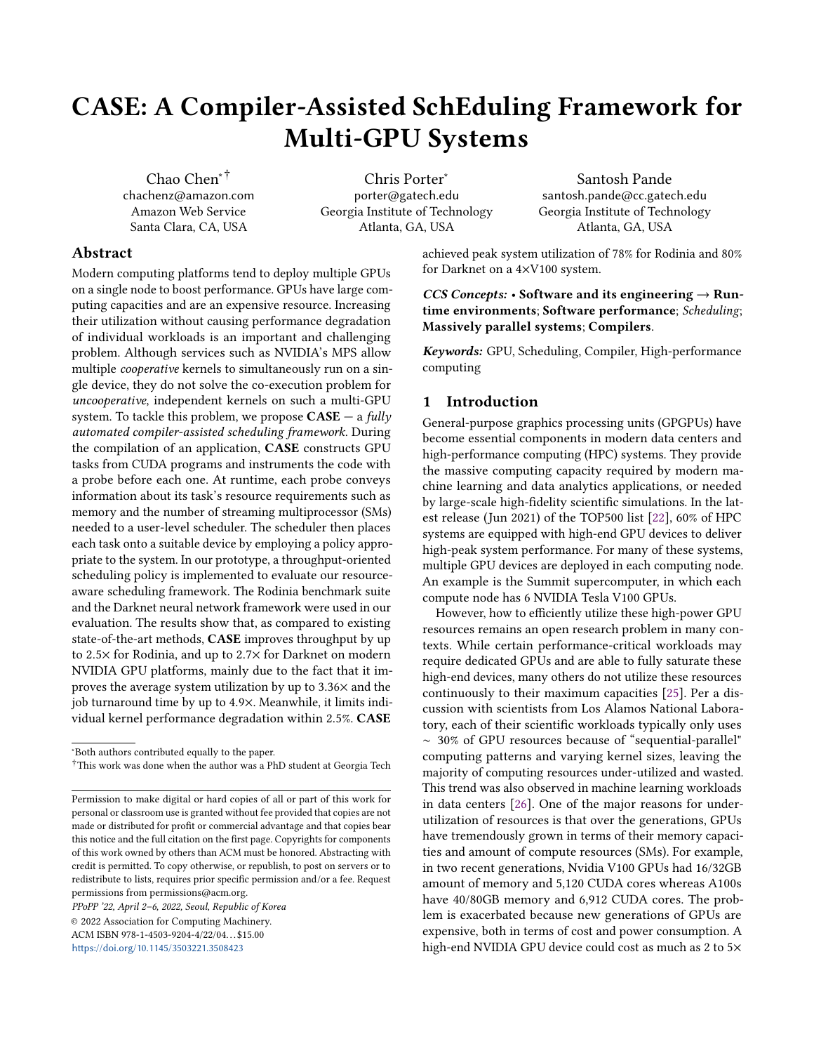# CASE: A Compiler-Assisted SchEduling Framework for Multi-GPU Systems

Chao Chen[*] [†]
chachenz@amazon.com
Amazon Web Service
Santa Clara, CA, USA

Chris Porter[*]
porter@gatech.edu
Georgia Institute of Technology
Atlanta, GA, USA

Santosh Pande
santosh.pande@cc.gatech.edu
Georgia Institute of Technology
Atlanta, GA, USA

## Abstract

Modern computing platforms tend to deploy multiple GPUs on a single node to boost performance. GPUs have large computing capacities and are an expensive resource. Increasing their utilization without causing performance degradation of individual workloads is an important and challenging problem. Although services such as NVIDIA's MPS allow multiple *cooperative* kernels to simultaneously run on a single device, they do not solve the co-execution problem for *uncooperative*, independent kernels on such a multi-GPU system. To tackle this problem, we propose **CASE** — a *fully automated compiler-assisted scheduling framework*. During the compilation of an application, **CASE** constructs GPU tasks from CUDA programs and instruments the code with a probe before each one. At runtime, each probe conveys information about its task's resource requirements such as memory and the number of streaming multiprocessor (SMs) needed to a user-level scheduler. The scheduler then places each task onto a suitable device by employing a policy appropriate to the system. In our prototype, a throughput-oriented scheduling policy is implemented to evaluate our resource-aware scheduling framework. The Rodinia benchmark suite and the Darknet neural network framework were used in our evaluation. The results show that, as compared to existing state-of-the-art methods, **CASE** improves throughput by up to 2.5× for Rodinia, and up to 2.7× for Darknet on modern NVIDIA GPU platforms, mainly due to the fact that it improves the average system utilization by up to 3.36× and the job turnaround time by up to 4.9×. Meanwhile, it limits individual kernel performance degradation within 2.5%. **CASE** achieved peak system utilization of 78% for Rodinia and 80% for Darknet on a 4×V100 system.

***CCS Concepts:*** • **Software and its engineering → Runtime environments**; **Software performance**; *Scheduling*; **Massively parallel systems**; **Compilers**.

***Keywords:*** GPU, Scheduling, Compiler, High-performance computing

## 1 Introduction

General-purpose graphics processing units (GPGPUs) have become essential components in modern data centers and high-performance computing (HPC) systems. They provide the massive computing capacity required by modern machine learning and data analytics applications, or needed by large-scale high-fidelity scientific simulations. In the latest release (Jun 2021) of the TOP500 list [22], 60% of HPC systems are equipped with high-end GPU devices to deliver high-peak system performance. For many of these systems, multiple GPU devices are deployed in each computing node. An example is the Summit supercomputer, in which each compute node has 6 NVIDIA Tesla V100 GPUs.

However, how to efficiently utilize these high-power GPU resources remains an open research problem in many contexts. While certain performance-critical workloads may require dedicated GPUs and are able to fully saturate these high-end devices, many others do not utilize these resources continuously to their maximum capacities [25]. Per a discussion with scientists from Los Alamos National Laboratory, each of their scientific workloads typically only uses ∼ 30% of GPU resources because of "sequential-parallel" computing patterns and varying kernel sizes, leaving the majority of computing resources under-utilized and wasted. This trend was also observed in machine learning workloads in data centers [26]. One of the major reasons for under-utilization of resources is that over the generations, GPUs have tremendously grown in terms of their memory capacities and amount of compute resources (SMs). For example, in two recent generations, Nvidia V100 GPUs had 16/32GB amount of memory and 5,120 CUDA cores whereas A100s have 40/80GB memory and 6,912 CUDA cores. The problem is exacerbated because new generations of GPUs are expensive, both in terms of cost and power consumption. A high-end NVIDIA GPU device could cost as much as 2 to 5×

---

[*] Both authors contributed equally to the paper.

[†] This work was done when the author was a PhD student at Georgia Tech

Permission to make digital or hard copies of all or part of this work for personal or classroom use is granted without fee provided that copies are not made or distributed for profit or commercial advantage and that copies bear this notice and the full citation on the first page. Copyrights for components of this work owned by others than ACM must be honored. Abstracting with credit is permitted. To copy otherwise, or republish, to post on servers or to redistribute to lists, requires prior specific permission and/or a fee. Request permissions from permissions@acm.org.

*PPoPP '22, April 2–6, 2022, Seoul, Republic of Korea*
© 2022 Association for Computing Machinery.
ACM ISBN 978-1-4503-9204-4/22/04…$15.00
https://doi.org/10.1145/3503221.3508423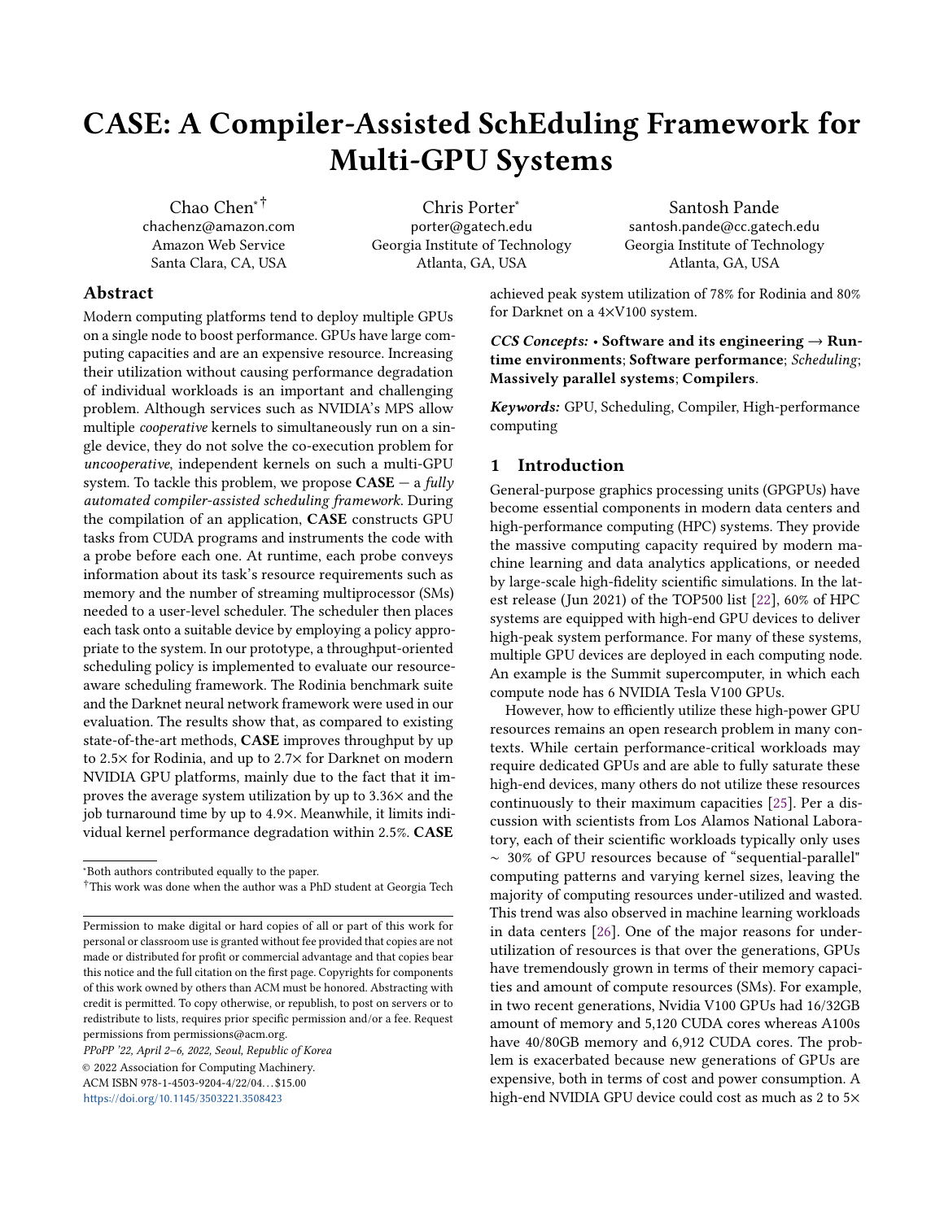# CASE: A Compiler-Assisted SchEduling Framework for Multi-GPU Systems

Chao Chen[*][†]
chachenz@amazon.com
Amazon Web Service
Santa Clara, CA, USA

Chris Porter[*]
porter@gatech.edu
Georgia Institute of Technology
Atlanta, GA, USA

Santosh Pande
santosh.pande@cc.gatech.edu
Georgia Institute of Technology
Atlanta, GA, USA

## Abstract

Modern computing platforms tend to deploy multiple GPUs on a single node to boost performance. GPUs have large computing capacities and are an expensive resource. Increasing their utilization without causing performance degradation of individual workloads is an important and challenging problem. Although services such as NVIDIA's MPS allow multiple *cooperative* kernels to simultaneously run on a single device, they do not solve the co-execution problem for *uncooperative*, independent kernels on such a multi-GPU system. To tackle this problem, we propose **CASE** — a *fully automated compiler-assisted scheduling framework*. During the compilation of an application, **CASE** constructs GPU tasks from CUDA programs and instruments the code with a probe before each one. At runtime, each probe conveys information about its task's resource requirements such as memory and the number of streaming multiprocessor (SMs) needed to a user-level scheduler. The scheduler then places each task onto a suitable device by employing a policy appropriate to the system. In our prototype, a throughput-oriented scheduling policy is implemented to evaluate our resource-aware scheduling framework. The Rodinia benchmark suite and the Darknet neural network framework were used in our evaluation. The results show that, as compared to existing state-of-the-art methods, **CASE** improves throughput by up to 2.5× for Rodinia, and up to 2.7× for Darknet on modern NVIDIA GPU platforms, mainly due to the fact that it improves the average system utilization by up to 3.36× and the job turnaround time by up to 4.9×. Meanwhile, it limits individual kernel performance degradation within 2.5%. **CASE** achieved peak system utilization of 78% for Rodinia and 80% for Darknet on a 4×V100 system.

*CCS Concepts:* • **Software and its engineering → Runtime environments**; **Software performance**; *Scheduling*; **Massively parallel systems**; **Compilers**.

*Keywords:* GPU, Scheduling, Compiler, High-performance computing

[*]Both authors contributed equally to the paper.

[†]This work was done when the author was a PhD student at Georgia Tech

Permission to make digital or hard copies of all or part of this work for personal or classroom use is granted without fee provided that copies are not made or distributed for profit or commercial advantage and that copies bear this notice and the full citation on the first page. Copyrights for components of this work owned by others than ACM must be honored. Abstracting with credit is permitted. To copy otherwise, or republish, to post on servers or to redistribute to lists, requires prior specific permission and/or a fee. Request permissions from permissions@acm.org.

*PPoPP '22, April 2–6, 2022, Seoul, Republic of Korea*
© 2022 Association for Computing Machinery.
ACM ISBN 978-1-4503-9204-4/22/04…$15.00
https://doi.org/10.1145/3503221.3508423

## 1 Introduction

General-purpose graphics processing units (GPGPUs) have become essential components in modern data centers and high-performance computing (HPC) systems. They provide the massive computing capacity required by modern machine learning and data analytics applications, or needed by large-scale high-fidelity scientific simulations. In the latest release (Jun 2021) of the TOP500 list [22], 60% of HPC systems are equipped with high-end GPU devices to deliver high-peak system performance. For many of these systems, multiple GPU devices are deployed in each computing node. An example is the Summit supercomputer, in which each compute node has 6 NVIDIA Tesla V100 GPUs.

However, how to efficiently utilize these high-power GPU resources remains an open research problem in many contexts. While certain performance-critical workloads may require dedicated GPUs and are able to fully saturate these high-end devices, many others do not utilize these resources continuously to their maximum capacities [25]. Per a discussion with scientists from Los Alamos National Laboratory, each of their scientific workloads typically only uses ∼ 30% of GPU resources because of "sequential-parallel" computing patterns and varying kernel sizes, leaving the majority of computing resources under-utilized and wasted. This trend was also observed in machine learning workloads in data centers [26]. One of the major reasons for underutilization of resources is that over the generations, GPUs have tremendously grown in terms of their memory capacities and amount of compute resources (SMs). For example, in two recent generations, Nvidia V100 GPUs had 16/32GB amount of memory and 5,120 CUDA cores whereas A100s have 40/80GB memory and 6,912 CUDA cores. The problem is exacerbated because new generations of GPUs are expensive, both in terms of cost and power consumption. A high-end NVIDIA GPU device could cost as much as 2 to 5×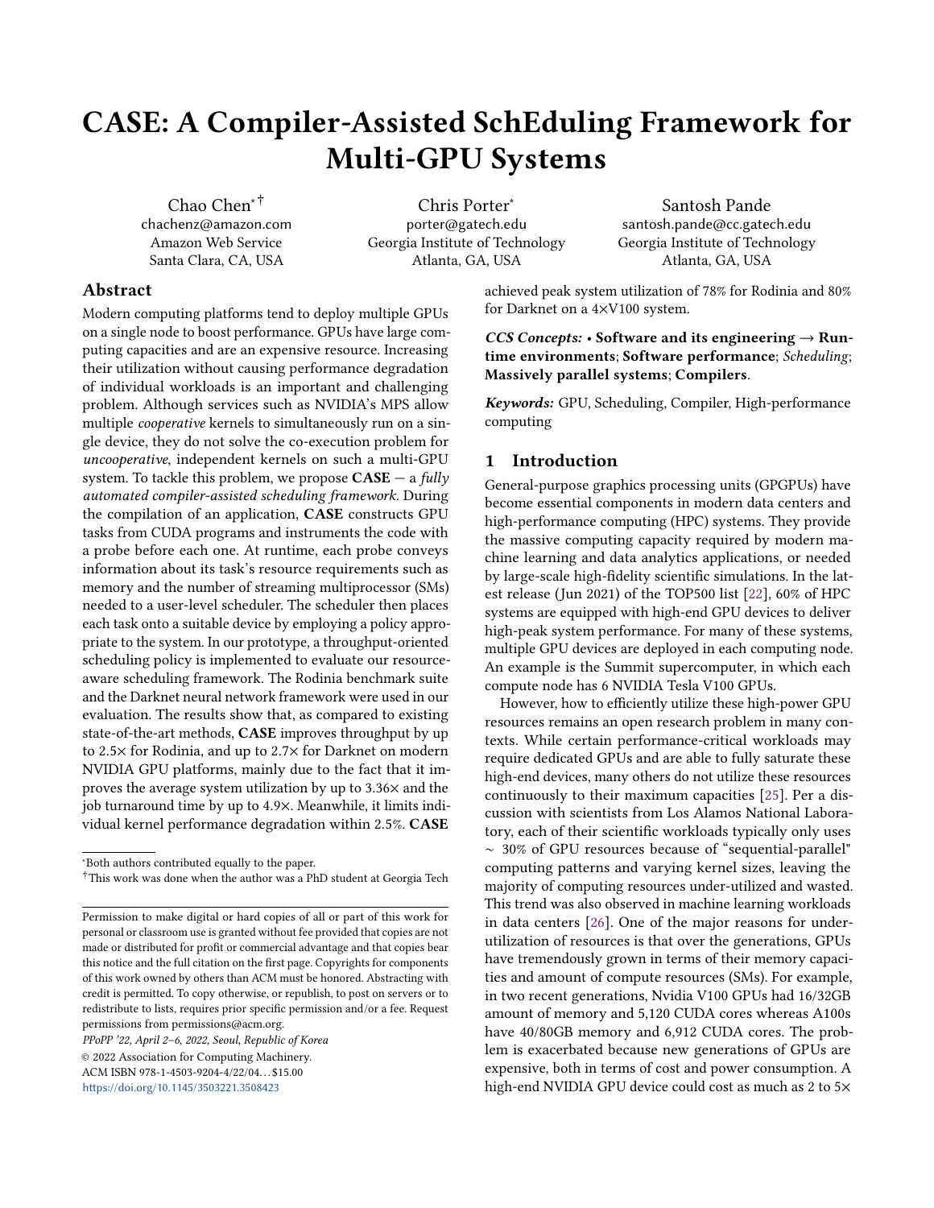# CASE: A Compiler-Assisted SchEduling Framework for Multi-GPU Systems

Chao Chen*† chachenz@amazon.com Amazon Web Service Santa Clara, CA, USA

Chris Porter* porter@gatech.edu Georgia Institute of Technology Atlanta, GA, USA

Santosh Pande santosh.pande@cc.gatech.edu Georgia Institute of Technology Atlanta, GA, USA

## Abstract

Modern computing platforms tend to deploy multiple GPUs on a single node to boost performance. GPUs have large computing capacities and are an expensive resource. Increasing their utilization without causing performance degradation of individual workloads is an important and challenging problem. Although services such as NVIDIA's MPS allow multiple *cooperative* kernels to simultaneously run on a single device, they do not solve the co-execution problem for *uncooperative*, independent kernels on such a multi-GPU system. To tackle this problem, we propose **CASE** — a *fully automated compiler-assisted scheduling framework*. During the compilation of an application, **CASE** constructs GPU tasks from CUDA programs and instruments the code with a probe before each one. At runtime, each probe conveys information about its task's resource requirements such as memory and the number of streaming multiprocessor (SMs) needed to a user-level scheduler. The scheduler then places each task onto a suitable device by employing a policy appropriate to the system. In our prototype, a throughput-oriented scheduling policy is implemented to evaluate our resource-aware scheduling framework. The Rodinia benchmark suite and the Darknet neural network framework were used in our evaluation. The results show that, as compared to existing state-of-the-art methods, **CASE** improves throughput by up to 2.5× for Rodinia, and up to 2.7× for Darknet on modern NVIDIA GPU platforms, mainly due to the fact that it improves the average system utilization by up to 3.36× and the job turnaround time by up to 4.9×. Meanwhile, it limits individual kernel performance degradation within 2.5%. **CASE** achieved peak system utilization of 78% for Rodinia and 80% for Darknet on a 4×V100 system.

*CCS Concepts:* • **Software and its engineering** → **Runtime environments**; **Software performance**; *Scheduling*; **Massively parallel systems**; **Compilers**.

*Keywords:* GPU, Scheduling, Compiler, High-performance computing

## 1 Introduction

General-purpose graphics processing units (GPGPUs) have become essential components in modern data centers and high-performance computing (HPC) systems. They provide the massive computing capacity required by modern machine learning and data analytics applications, or needed by large-scale high-fidelity scientific simulations. In the latest release (Jun 2021) of the TOP500 list [22], 60% of HPC systems are equipped with high-end GPU devices to deliver high-peak system performance. For many of these systems, multiple GPU devices are deployed in each computing node. An example is the Summit supercomputer, in which each compute node has 6 NVIDIA Tesla V100 GPUs.

However, how to efficiently utilize these high-power GPU resources remains an open research problem in many contexts. While certain performance-critical workloads may require dedicated GPUs and are able to fully saturate these high-end devices, many others do not utilize these resources continuously to their maximum capacities [25]. Per a discussion with scientists from Los Alamos National Laboratory, each of their scientific workloads typically only uses ∼ 30% of GPU resources because of "sequential-parallel" computing patterns and varying kernel sizes, leaving the majority of computing resources under-utilized and wasted. This trend was also observed in machine learning workloads in data centers [26]. One of the major reasons for underutilization of resources is that over the generations, GPUs have tremendously grown in terms of their memory capacities and amount of compute resources (SMs). For example, in two recent generations, Nvidia V100 GPUs had 16/32GB amount of memory and 5,120 CUDA cores whereas A100s have 40/80GB memory and 6,912 CUDA cores. The problem is exacerbated because new generations of GPUs are expensive, both in terms of cost and power consumption. A high-end NVIDIA GPU device could cost as much as 2 to 5×

*Both authors contributed equally to the paper.

†This work was done when the author was a PhD student at Georgia Tech

Permission to make digital or hard copies of all or part of this work for personal or classroom use is granted without fee provided that copies are not made or distributed for profit or commercial advantage and that copies bear this notice and the full citation on the first page. Copyrights for components of this work owned by others than ACM must be honored. Abstracting with credit is permitted. To copy otherwise, or republish, to post on servers or to redistribute to lists, requires prior specific permission and/or a fee. Request permissions from permissions@acm.org.

*PPoPP '22, April 2–6, 2022, Seoul, Republic of Korea*

© 2022 Association for Computing Machinery.

ACM ISBN 978-1-4503-9204-4/22/04...$15.00

https://doi.org/10.1145/3503221.3508423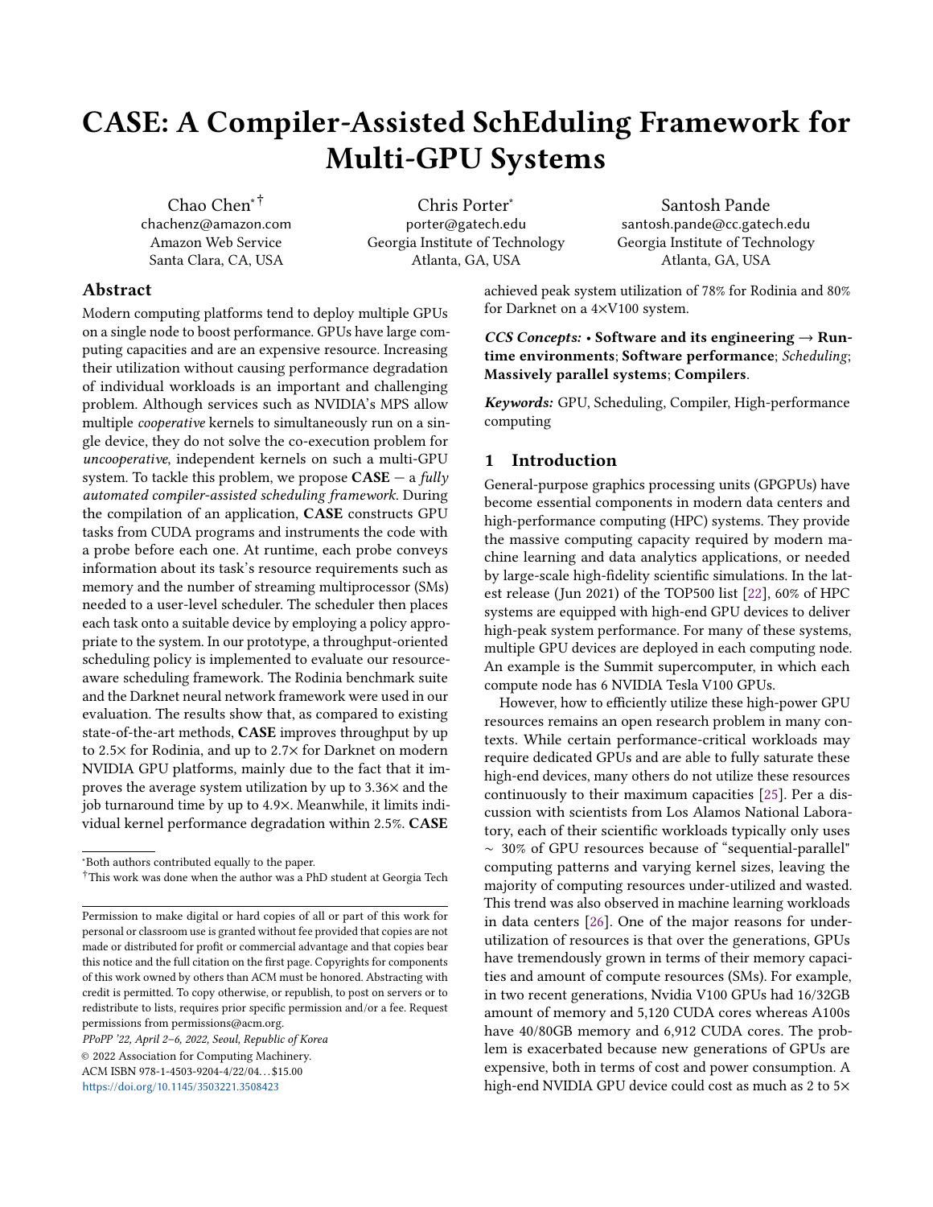# CASE: A Compiler-Assisted SchEduling Framework for Multi-GPU Systems

Chao Chen[*] [†]
chachenz@amazon.com
Amazon Web Service
Santa Clara, CA, USA

Chris Porter[*]
porter@gatech.edu
Georgia Institute of Technology
Atlanta, GA, USA

Santosh Pande
santosh.pande@cc.gatech.edu
Georgia Institute of Technology
Atlanta, GA, USA

## Abstract

Modern computing platforms tend to deploy multiple GPUs on a single node to boost performance. GPUs have large computing capacities and are an expensive resource. Increasing their utilization without causing performance degradation of individual workloads is an important and challenging problem. Although services such as NVIDIA's MPS allow multiple *cooperative* kernels to simultaneously run on a single device, they do not solve the co-execution problem for *uncooperative*, independent kernels on such a multi-GPU system. To tackle this problem, we propose **CASE** — a *fully automated compiler-assisted scheduling framework*. During the compilation of an application, **CASE** constructs GPU tasks from CUDA programs and instruments the code with a probe before each one. At runtime, each probe conveys information about its task's resource requirements such as memory and the number of streaming multiprocessor (SMs) needed to a user-level scheduler. The scheduler then places each task onto a suitable device by employing a policy appropriate to the system. In our prototype, a throughput-oriented scheduling policy is implemented to evaluate our resource-aware scheduling framework. The Rodinia benchmark suite and the Darknet neural network framework were used in our evaluation. The results show that, as compared to existing state-of-the-art methods, **CASE** improves throughput by up to 2.5× for Rodinia, and up to 2.7× for Darknet on modern NVIDIA GPU platforms, mainly due to the fact that it improves the average system utilization by up to 3.36× and the job turnaround time by up to 4.9×. Meanwhile, it limits individual kernel performance degradation within 2.5%. **CASE** achieved peak system utilization of 78% for Rodinia and 80% for Darknet on a 4×V100 system.

***CCS Concepts:*** • **Software and its engineering** → **Runtime environments**; **Software performance**; *Scheduling*; **Massively parallel systems**; **Compilers**.

***Keywords:*** GPU, Scheduling, Compiler, High-performance computing

## 1 Introduction

General-purpose graphics processing units (GPGPUs) have become essential components in modern data centers and high-performance computing (HPC) systems. They provide the massive computing capacity required by modern machine learning and data analytics applications, or needed by large-scale high-fidelity scientific simulations. In the latest release (Jun 2021) of the TOP500 list [22], 60% of HPC systems are equipped with high-end GPU devices to deliver high-peak system performance. For many of these systems, multiple GPU devices are deployed in each computing node. An example is the Summit supercomputer, in which each compute node has 6 NVIDIA Tesla V100 GPUs.

However, how to efficiently utilize these high-power GPU resources remains an open research problem in many contexts. While certain performance-critical workloads may require dedicated GPUs and are able to fully saturate these high-end devices, many others do not utilize these resources continuously to their maximum capacities [25]. Per a discussion with scientists from Los Alamos National Laboratory, each of their scientific workloads typically only uses ∼ 30% of GPU resources because of "sequential-parallel" computing patterns and varying kernel sizes, leaving the majority of computing resources under-utilized and wasted. This trend was also observed in machine learning workloads in data centers [26]. One of the major reasons for under-utilization of resources is that over the generations, GPUs have tremendously grown in terms of their memory capacities and amount of compute resources (SMs). For example, in two recent generations, Nvidia V100 GPUs had 16/32GB amount of memory and 5,120 CUDA cores whereas A100s have 40/80GB memory and 6,912 CUDA cores. The problem is exacerbated because new generations of GPUs are expensive, both in terms of cost and power consumption. A high-end NVIDIA GPU device could cost as much as 2 to 5×

---

[*] Both authors contributed equally to the paper.
[†] This work was done when the author was a PhD student at Georgia Tech

Permission to make digital or hard copies of all or part of this work for personal or classroom use is granted without fee provided that copies are not made or distributed for profit or commercial advantage and that copies bear this notice and the full citation on the first page. Copyrights for components of this work owned by others than ACM must be honored. Abstracting with credit is permitted. To copy otherwise, or republish, to post on servers or to redistribute to lists, requires prior specific permission and/or a fee. Request permissions from permissions@acm.org.

*PPoPP '22, April 2–6, 2022, Seoul, Republic of Korea*
© 2022 Association for Computing Machinery.
ACM ISBN 978-1-4503-9204-4/22/04…$15.00
https://doi.org/10.1145/3503221.3508423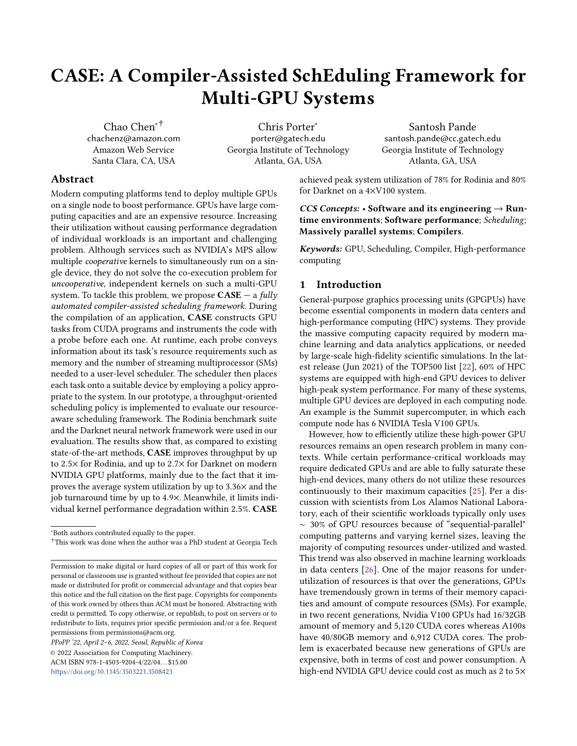# CASE: A Compiler-Assisted SchEduling Framework for Multi-GPU Systems

Chao Chen[*] [†]
chachenz@amazon.com
Amazon Web Service
Santa Clara, CA, USA

Chris Porter[*]
porter@gatech.edu
Georgia Institute of Technology
Atlanta, GA, USA

Santosh Pande
santosh.pande@cc.gatech.edu
Georgia Institute of Technology
Atlanta, GA, USA

## Abstract

Modern computing platforms tend to deploy multiple GPUs on a single node to boost performance. GPUs have large computing capacities and are an expensive resource. Increasing their utilization without causing performance degradation of individual workloads is an important and challenging problem. Although services such as NVIDIA's MPS allow multiple *cooperative* kernels to simultaneously run on a single device, they do not solve the co-execution problem for *uncooperative*, independent kernels on such a multi-GPU system. To tackle this problem, we propose **CASE** — a *fully automated compiler-assisted scheduling framework*. During the compilation of an application, **CASE** constructs GPU tasks from CUDA programs and instruments the code with a probe before each one. At runtime, each probe conveys information about its task's resource requirements such as memory and the number of streaming multiprocessor (SMs) needed to a user-level scheduler. The scheduler then places each task onto a suitable device by employing a policy appropriate to the system. In our prototype, a throughput-oriented scheduling policy is implemented to evaluate our resource-aware scheduling framework. The Rodinia benchmark suite and the Darknet neural network framework were used in our evaluation. The results show that, as compared to existing state-of-the-art methods, **CASE** improves throughput by up to 2.5× for Rodinia, and up to 2.7× for Darknet on modern NVIDIA GPU platforms, mainly due to the fact that it improves the average system utilization by up to 3.36× and the job turnaround time by up to 4.9×. Meanwhile, it limits individual kernel performance degradation within 2.5%. **CASE** achieved peak system utilization of 78% for Rodinia and 80% for Darknet on a 4×V100 system.

***CCS Concepts:*** • **Software and its engineering** → **Runtime environments**; **Software performance**; *Scheduling*; **Massively parallel systems**; **Compilers**.

***Keywords:*** GPU, Scheduling, Compiler, High-performance computing

## 1 Introduction

General-purpose graphics processing units (GPGPUs) have become essential components in modern data centers and high-performance computing (HPC) systems. They provide the massive computing capacity required by modern machine learning and data analytics applications, or needed by large-scale high-fidelity scientific simulations. In the latest release (Jun 2021) of the TOP500 list [22], 60% of HPC systems are equipped with high-end GPU devices to deliver high-peak system performance. For many of these systems, multiple GPU devices are deployed in each computing node. An example is the Summit supercomputer, in which each compute node has 6 NVIDIA Tesla V100 GPUs.

However, how to efficiently utilize these high-power GPU resources remains an open research problem in many contexts. While certain performance-critical workloads may require dedicated GPUs and are able to fully saturate these high-end devices, many others do not utilize these resources continuously to their maximum capacities [25]. Per a discussion with scientists from Los Alamos National Laboratory, each of their scientific workloads typically only uses ∼ 30% of GPU resources because of "sequential-parallel" computing patterns and varying kernel sizes, leaving the majority of computing resources under-utilized and wasted. This trend was also observed in machine learning workloads in data centers [26]. One of the major reasons for underutilization of resources is that over the generations, GPUs have tremendously grown in terms of their memory capacities and amount of compute resources (SMs). For example, in two recent generations, Nvidia V100 GPUs had 16/32GB amount of memory and 5,120 CUDA cores whereas A100s have 40/80GB memory and 6,912 CUDA cores. The problem is exacerbated because new generations of GPUs are expensive, both in terms of cost and power consumption. A high-end NVIDIA GPU device could cost as much as 2 to 5×

---

[*] Both authors contributed equally to the paper.

[†] This work was done when the author was a PhD student at Georgia Tech

Permission to make digital or hard copies of all or part of this work for personal or classroom use is granted without fee provided that copies are not made or distributed for profit or commercial advantage and that copies bear this notice and the full citation on the first page. Copyrights for components of this work owned by others than ACM must be honored. Abstracting with credit is permitted. To copy otherwise, or republish, to post on servers or to redistribute to lists, requires prior specific permission and/or a fee. Request permissions from permissions@acm.org.

*PPoPP '22, April 2–6, 2022, Seoul, Republic of Korea*
© 2022 Association for Computing Machinery.
ACM ISBN 978-1-4503-9204-4/22/04…$15.00
https://doi.org/10.1145/3503221.3508423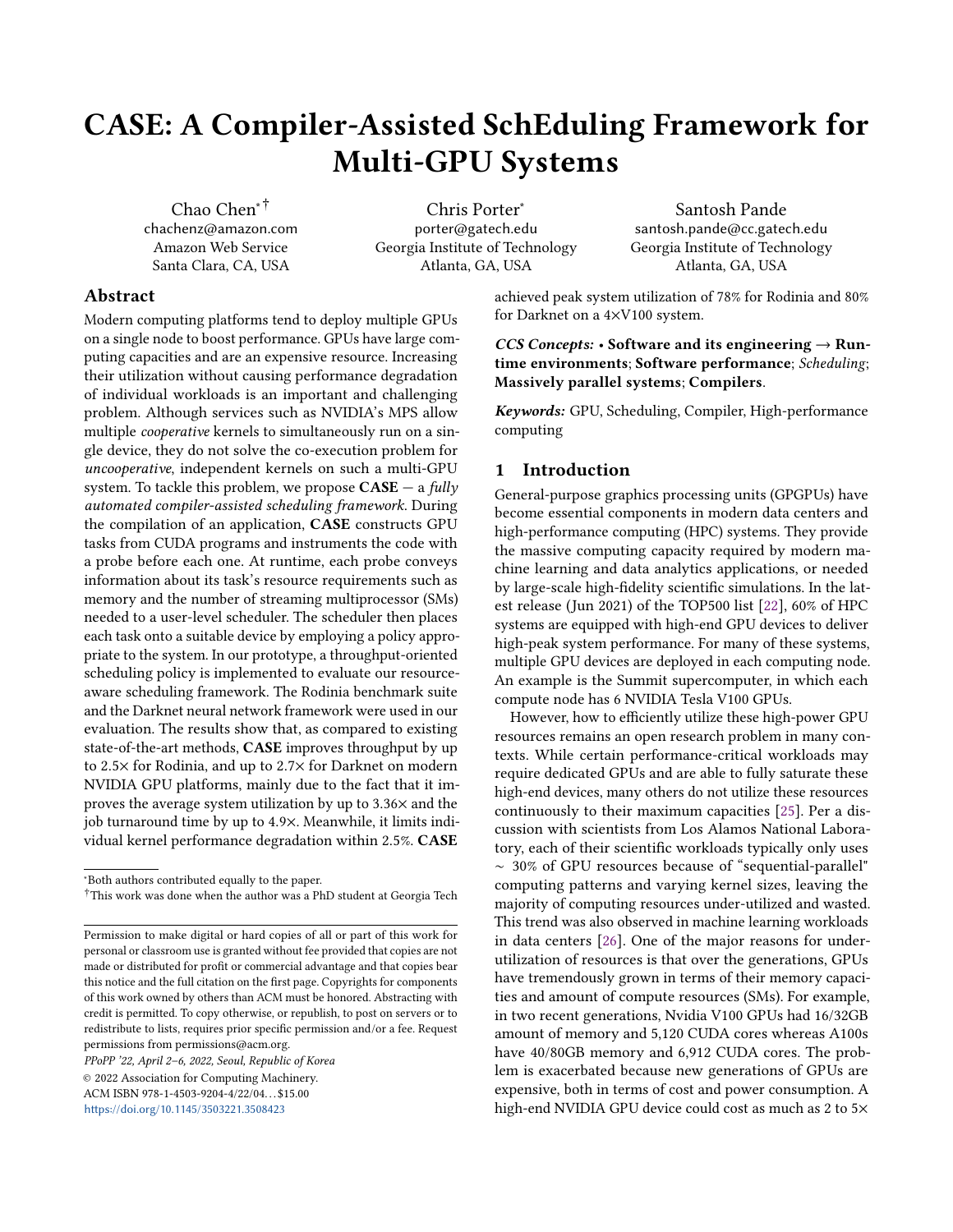# CASE: A Compiler-Assisted SchEduling Framework for Multi-GPU Systems

Chao Chen[*][†]
chachenz@amazon.com
Amazon Web Service
Santa Clara, CA, USA

Chris Porter[*]
porter@gatech.edu
Georgia Institute of Technology
Atlanta, GA, USA

Santosh Pande
santosh.pande@cc.gatech.edu
Georgia Institute of Technology
Atlanta, GA, USA

## Abstract

Modern computing platforms tend to deploy multiple GPUs on a single node to boost performance. GPUs have large computing capacities and are an expensive resource. Increasing their utilization without causing performance degradation of individual workloads is an important and challenging problem. Although services such as NVIDIA's MPS allow multiple *cooperative* kernels to simultaneously run on a single device, they do not solve the co-execution problem for *uncooperative*, independent kernels on such a multi-GPU system. To tackle this problem, we propose **CASE** — a *fully automated compiler-assisted scheduling framework*. During the compilation of an application, **CASE** constructs GPU tasks from CUDA programs and instruments the code with a probe before each one. At runtime, each probe conveys information about its task's resource requirements such as memory and the number of streaming multiprocessor (SMs) needed to a user-level scheduler. The scheduler then places each task onto a suitable device by employing a policy appropriate to the system. In our prototype, a throughput-oriented scheduling policy is implemented to evaluate our resource-aware scheduling framework. The Rodinia benchmark suite and the Darknet neural network framework were used in our evaluation. The results show that, as compared to existing state-of-the-art methods, **CASE** improves throughput by up to 2.5× for Rodinia, and up to 2.7× for Darknet on modern NVIDIA GPU platforms, mainly due to the fact that it improves the average system utilization by up to 3.36× and the job turnaround time by up to 4.9×. Meanwhile, it limits individual kernel performance degradation within 2.5%. **CASE** achieved peak system utilization of 78% for Rodinia and 80% for Darknet on a 4×V100 system.

***CCS Concepts:*** • **Software and its engineering** → **Runtime environments**; **Software performance**; *Scheduling*; **Massively parallel systems**; **Compilers**.

***Keywords:*** GPU, Scheduling, Compiler, High-performance computing

## 1 Introduction

General-purpose graphics processing units (GPGPUs) have become essential components in modern data centers and high-performance computing (HPC) systems. They provide the massive computing capacity required by modern machine learning and data analytics applications, or needed by large-scale high-fidelity scientific simulations. In the latest release (Jun 2021) of the TOP500 list [22], 60% of HPC systems are equipped with high-end GPU devices to deliver high-peak system performance. For many of these systems, multiple GPU devices are deployed in each computing node. An example is the Summit supercomputer, in which each compute node has 6 NVIDIA Tesla V100 GPUs.

However, how to efficiently utilize these high-power GPU resources remains an open research problem in many contexts. While certain performance-critical workloads may require dedicated GPUs and are able to fully saturate these high-end devices, many others do not utilize these resources continuously to their maximum capacities [25]. Per a discussion with scientists from Los Alamos National Laboratory, each of their scientific workloads typically only uses ∼ 30% of GPU resources because of "sequential-parallel" computing patterns and varying kernel sizes, leaving the majority of computing resources under-utilized and wasted. This trend was also observed in machine learning workloads in data centers [26]. One of the major reasons for under-utilization of resources is that over the generations, GPUs have tremendously grown in terms of their memory capacities and amount of compute resources (SMs). For example, in two recent generations, Nvidia V100 GPUs had 16/32GB amount of memory and 5,120 CUDA cores whereas A100s have 40/80GB memory and 6,912 CUDA cores. The problem is exacerbated because new generations of GPUs are expensive, both in terms of cost and power consumption. A high-end NVIDIA GPU device could cost as much as 2 to 5×

---

[*]Both authors contributed equally to the paper.

[†]This work was done when the author was a PhD student at Georgia Tech

Permission to make digital or hard copies of all or part of this work for personal or classroom use is granted without fee provided that copies are not made or distributed for profit or commercial advantage and that copies bear this notice and the full citation on the first page. Copyrights for components of this work owned by others than ACM must be honored. Abstracting with credit is permitted. To copy otherwise, or republish, to post on servers or to redistribute to lists, requires prior specific permission and/or a fee. Request permissions from permissions@acm.org.

*PPoPP '22, April 2–6, 2022, Seoul, Republic of Korea*

© 2022 Association for Computing Machinery.

ACM ISBN 978-1-4503-9204-4/22/04…$15.00

https://doi.org/10.1145/3503221.3508423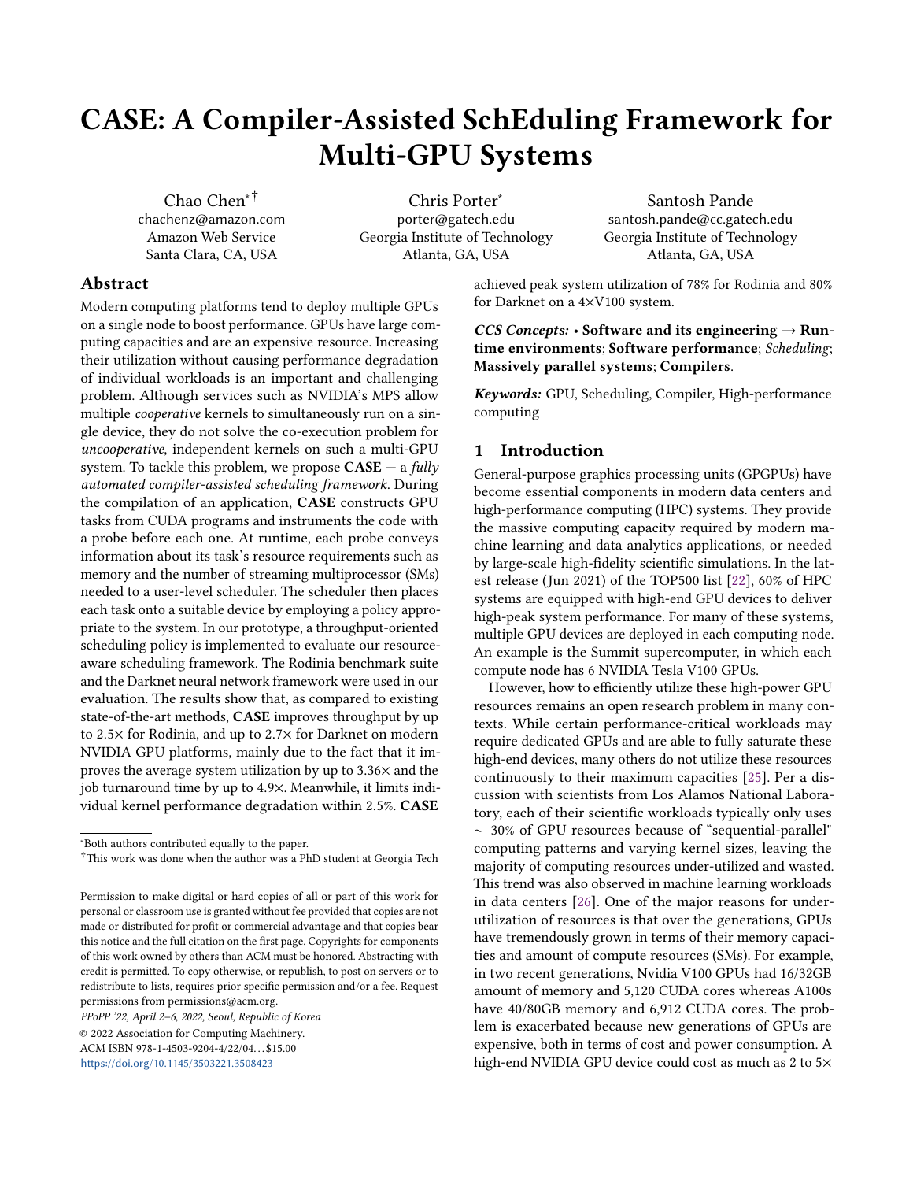# CASE: A Compiler-Assisted SchEduling Framework for Multi-GPU Systems

Chao Chen[*] [†]
chachenz@amazon.com
Amazon Web Service
Santa Clara, CA, USA

Chris Porter[*]
porter@gatech.edu
Georgia Institute of Technology
Atlanta, GA, USA

Santosh Pande
santosh.pande@cc.gatech.edu
Georgia Institute of Technology
Atlanta, GA, USA

## Abstract

Modern computing platforms tend to deploy multiple GPUs on a single node to boost performance. GPUs have large computing capacities and are an expensive resource. Increasing their utilization without causing performance degradation of individual workloads is an important and challenging problem. Although services such as NVIDIA's MPS allow multiple *cooperative* kernels to simultaneously run on a single device, they do not solve the co-execution problem for *uncooperative*, independent kernels on such a multi-GPU system. To tackle this problem, we propose **CASE** — a *fully automated compiler-assisted scheduling framework*. During the compilation of an application, **CASE** constructs GPU tasks from CUDA programs and instruments the code with a probe before each one. At runtime, each probe conveys information about its task's resource requirements such as memory and the number of streaming multiprocessor (SMs) needed to a user-level scheduler. The scheduler then places each task onto a suitable device by employing a policy appropriate to the system. In our prototype, a throughput-oriented scheduling policy is implemented to evaluate our resource-aware scheduling framework. The Rodinia benchmark suite and the Darknet neural network framework were used in our evaluation. The results show that, as compared to existing state-of-the-art methods, **CASE** improves throughput by up to 2.5× for Rodinia, and up to 2.7× for Darknet on modern NVIDIA GPU platforms, mainly due to the fact that it improves the average system utilization by up to 3.36× and the job turnaround time by up to 4.9×. Meanwhile, it limits individual kernel performance degradation within 2.5%. **CASE** achieved peak system utilization of 78% for Rodinia and 80% for Darknet on a 4×V100 system.

***CCS Concepts:*** • **Software and its engineering → Runtime environments**; **Software performance**; *Scheduling*; **Massively parallel systems**; **Compilers**.

***Keywords:*** GPU, Scheduling, Compiler, High-performance computing

## 1 Introduction

General-purpose graphics processing units (GPGPUs) have become essential components in modern data centers and high-performance computing (HPC) systems. They provide the massive computing capacity required by modern machine learning and data analytics applications, or needed by large-scale high-fidelity scientific simulations. In the latest release (Jun 2021) of the TOP500 list [22], 60% of HPC systems are equipped with high-end GPU devices to deliver high-peak system performance. For many of these systems, multiple GPU devices are deployed in each computing node. An example is the Summit supercomputer, in which each compute node has 6 NVIDIA Tesla V100 GPUs.

However, how to efficiently utilize these high-power GPU resources remains an open research problem in many contexts. While certain performance-critical workloads may require dedicated GPUs and are able to fully saturate these high-end devices, many others do not utilize these resources continuously to their maximum capacities [25]. Per a discussion with scientists from Los Alamos National Laboratory, each of their scientific workloads typically only uses ~ 30% of GPU resources because of "sequential-parallel" computing patterns and varying kernel sizes, leaving the majority of computing resources under-utilized and wasted. This trend was also observed in machine learning workloads in data centers [26]. One of the major reasons for under-utilization of resources is that over the generations, GPUs have tremendously grown in terms of their memory capacities and amount of compute resources (SMs). For example, in two recent generations, Nvidia V100 GPUs had 16/32GB amount of memory and 5,120 CUDA cores whereas A100s have 40/80GB memory and 6,912 CUDA cores. The problem is exacerbated because new generations of GPUs are expensive, both in terms of cost and power consumption. A high-end NVIDIA GPU device could cost as much as 2 to 5×

---

[*] Both authors contributed equally to the paper.

[†] This work was done when the author was a PhD student at Georgia Tech

Permission to make digital or hard copies of all or part of this work for personal or classroom use is granted without fee provided that copies are not made or distributed for profit or commercial advantage and that copies bear this notice and the full citation on the first page. Copyrights for components of this work owned by others than ACM must be honored. Abstracting with credit is permitted. To copy otherwise, or republish, to post on servers or to redistribute to lists, requires prior specific permission and/or a fee. Request permissions from permissions@acm.org.

*PPoPP '22, April 2–6, 2022, Seoul, Republic of Korea*
© 2022 Association for Computing Machinery.
ACM ISBN 978-1-4503-9204-4/22/04…$15.00
https://doi.org/10.1145/3503221.3508423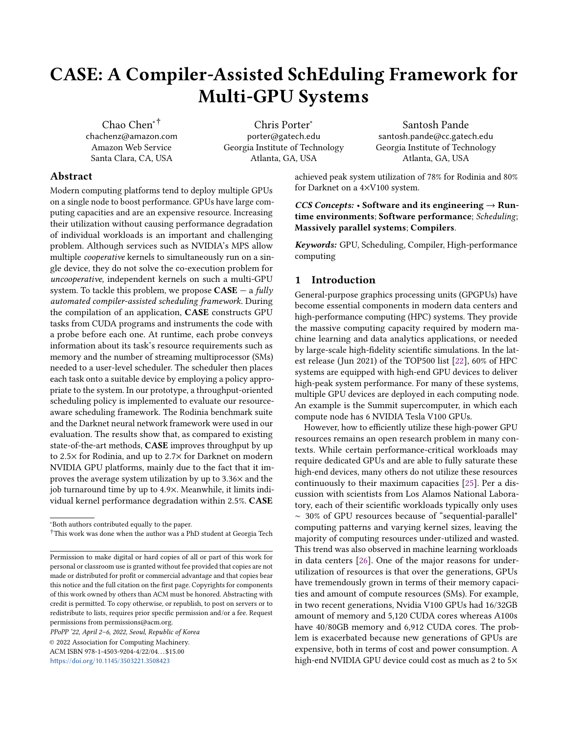# CASE: A Compiler-Assisted SchEduling Framework for Multi-GPU Systems

Chao Chen[*] [†]
chachenz@amazon.com
Amazon Web Service
Santa Clara, CA, USA

Chris Porter[*]
porter@gatech.edu
Georgia Institute of Technology
Atlanta, GA, USA

Santosh Pande
santosh.pande@cc.gatech.edu
Georgia Institute of Technology
Atlanta, GA, USA

## Abstract

Modern computing platforms tend to deploy multiple GPUs on a single node to boost performance. GPUs have large computing capacities and are an expensive resource. Increasing their utilization without causing performance degradation of individual workloads is an important and challenging problem. Although services such as NVIDIA's MPS allow multiple *cooperative* kernels to simultaneously run on a single device, they do not solve the co-execution problem for *uncooperative*, independent kernels on such a multi-GPU system. To tackle this problem, we propose **CASE** — a *fully automated compiler-assisted scheduling framework*. During the compilation of an application, **CASE** constructs GPU tasks from CUDA programs and instruments the code with a probe before each one. At runtime, each probe conveys information about its task's resource requirements such as memory and the number of streaming multiprocessor (SMs) needed to a user-level scheduler. The scheduler then places each task onto a suitable device by employing a policy appropriate to the system. In our prototype, a throughput-oriented scheduling policy is implemented to evaluate our resource-aware scheduling framework. The Rodinia benchmark suite and the Darknet neural network framework were used in our evaluation. The results show that, as compared to existing state-of-the-art methods, **CASE** improves throughput by up to 2.5× for Rodinia, and up to 2.7× for Darknet on modern NVIDIA GPU platforms, mainly due to the fact that it improves the average system utilization by up to 3.36× and the job turnaround time by up to 4.9×. Meanwhile, it limits individual kernel performance degradation within 2.5%. **CASE** achieved peak system utilization of 78% for Rodinia and 80% for Darknet on a 4×V100 system.

*CCS Concepts:* • **Software and its engineering** → **Runtime environments**; **Software performance**; *Scheduling*; **Massively parallel systems**; **Compilers**.

*Keywords:* GPU, Scheduling, Compiler, High-performance computing

[*]Both authors contributed equally to the paper.

[†]This work was done when the author was a PhD student at Georgia Tech

Permission to make digital or hard copies of all or part of this work for personal or classroom use is granted without fee provided that copies are not made or distributed for profit or commercial advantage and that copies bear this notice and the full citation on the first page. Copyrights for components of this work owned by others than ACM must be honored. Abstracting with credit is permitted. To copy otherwise, or republish, to post on servers or to redistribute to lists, requires prior specific permission and/or a fee. Request permissions from permissions@acm.org.

*PPoPP '22, April 2–6, 2022, Seoul, Republic of Korea*
© 2022 Association for Computing Machinery.
ACM ISBN 978-1-4503-9204-4/22/04…$15.00
https://doi.org/10.1145/3503221.3508423

## 1 Introduction

General-purpose graphics processing units (GPGPUs) have become essential components in modern data centers and high-performance computing (HPC) systems. They provide the massive computing capacity required by modern machine learning and data analytics applications, or needed by large-scale high-fidelity scientific simulations. In the latest release (Jun 2021) of the TOP500 list [22], 60% of HPC systems are equipped with high-end GPU devices to deliver high-peak system performance. For many of these systems, multiple GPU devices are deployed in each computing node. An example is the Summit supercomputer, in which each compute node has 6 NVIDIA Tesla V100 GPUs.

However, how to efficiently utilize these high-power GPU resources remains an open research problem in many contexts. While certain performance-critical workloads may require dedicated GPUs and are able to fully saturate these high-end devices, many others do not utilize these resources continuously to their maximum capacities [25]. Per a discussion with scientists from Los Alamos National Laboratory, each of their scientific workloads typically only uses ∼ 30% of GPU resources because of "sequential-parallel" computing patterns and varying kernel sizes, leaving the majority of computing resources under-utilized and wasted. This trend was also observed in machine learning workloads in data centers [26]. One of the major reasons for under-utilization of resources is that over the generations, GPUs have tremendously grown in terms of their memory capacities and amount of compute resources (SMs). For example, in two recent generations, Nvidia V100 GPUs had 16/32GB amount of memory and 5,120 CUDA cores whereas A100s have 40/80GB memory and 6,912 CUDA cores. The problem is exacerbated because new generations of GPUs are expensive, both in terms of cost and power consumption. A high-end NVIDIA GPU device could cost as much as 2 to 5×